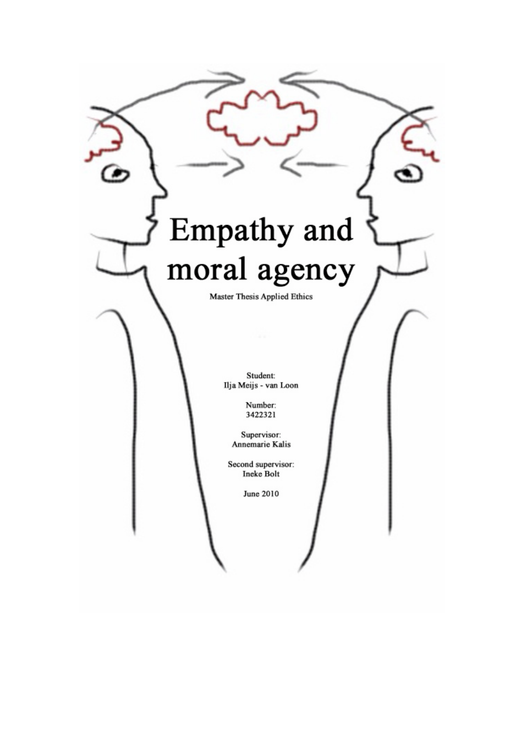# Empathy and moral agency

Master Thesis Applied Ethics

Student:
Ilja Meijs - van Loon

Number:
3422321

Supervisor:
Annemarie Kalis

Second supervisor:
Ineke Bolt

June 2010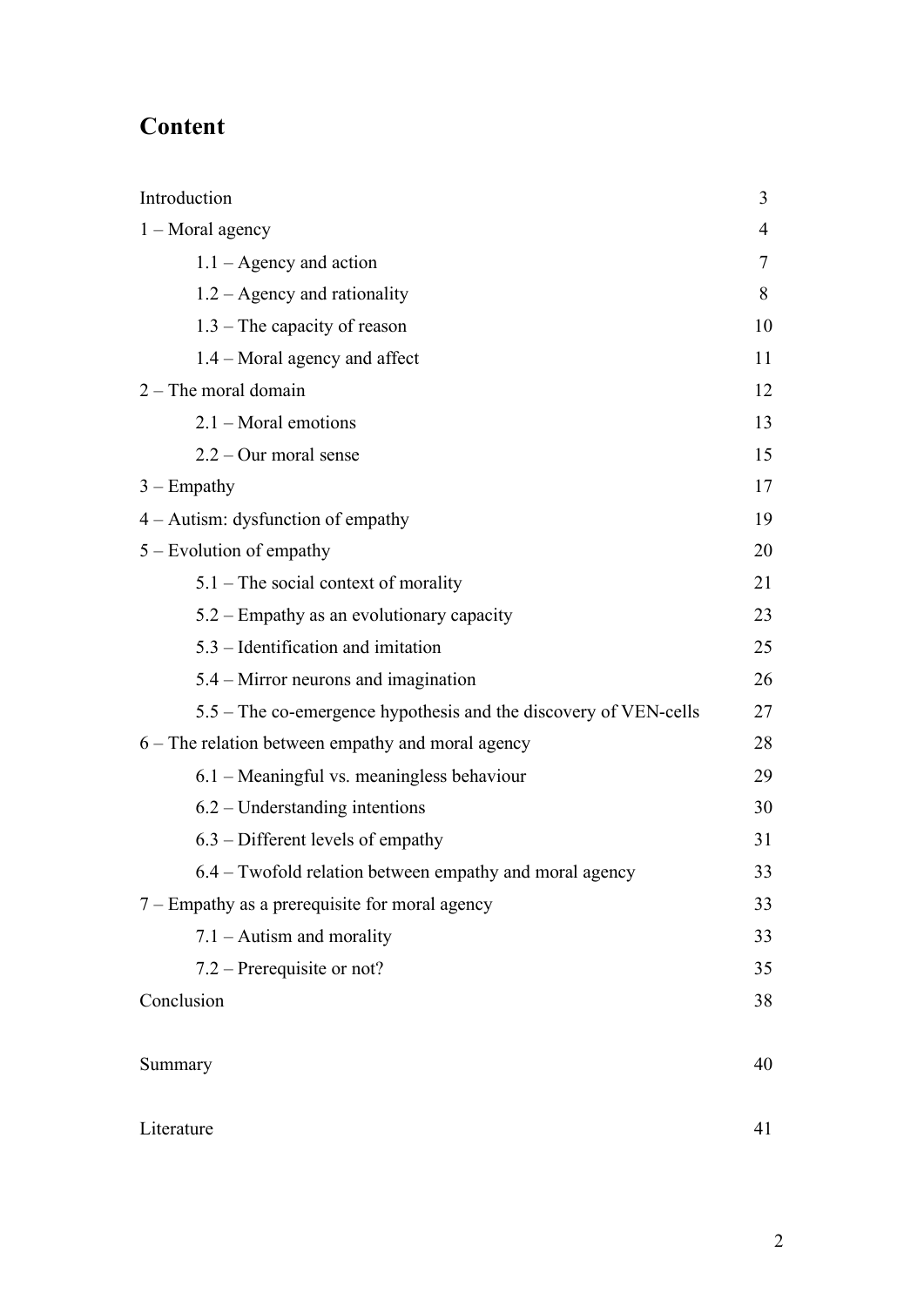## Content

| | |
|---|---|
| Introduction | 3 |
| 1 – Moral agency | 4 |
| 1.1 – Agency and action | 7 |
| 1.2 – Agency and rationality | 8 |
| 1.3 – The capacity of reason | 10 |
| 1.4 – Moral agency and affect | 11 |
| 2 – The moral domain | 12 |
| 2.1 – Moral emotions | 13 |
| 2.2 – Our moral sense | 15 |
| 3 – Empathy | 17 |
| 4 – Autism: dysfunction of empathy | 19 |
| 5 – Evolution of empathy | 20 |
| 5.1 – The social context of morality | 21 |
| 5.2 – Empathy as an evolutionary capacity | 23 |
| 5.3 – Identification and imitation | 25 |
| 5.4 – Mirror neurons and imagination | 26 |
| 5.5 – The co-emergence hypothesis and the discovery of VEN-cells | 27 |
| 6 – The relation between empathy and moral agency | 28 |
| 6.1 – Meaningful vs. meaningless behaviour | 29 |
| 6.2 – Understanding intentions | 30 |
| 6.3 – Different levels of empathy | 31 |
| 6.4 – Twofold relation between empathy and moral agency | 33 |
| 7 – Empathy as a prerequisite for moral agency | 33 |
| 7.1 – Autism and morality | 33 |
| 7.2 – Prerequisite or not? | 35 |
| Conclusion | 38 |
| Summary | 40 |
| Literature | 41 |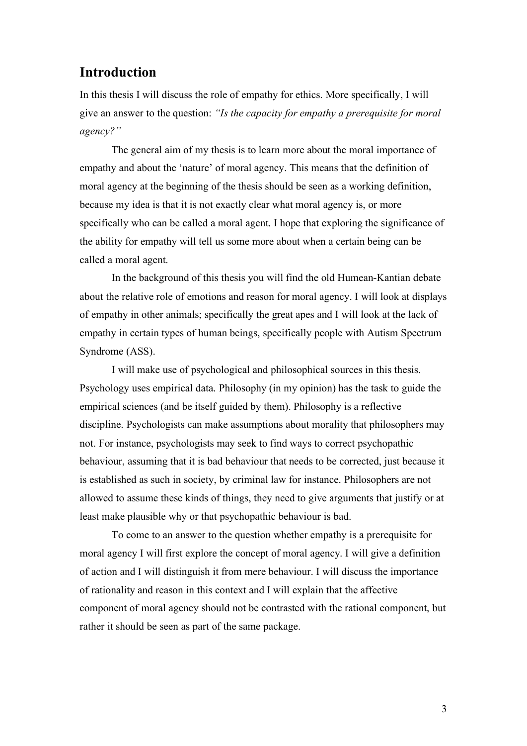## Introduction

In this thesis I will discuss the role of empathy for ethics. More specifically, I will give an answer to the question: *"Is the capacity for empathy a prerequisite for moral agency?"*

The general aim of my thesis is to learn more about the moral importance of empathy and about the 'nature' of moral agency. This means that the definition of moral agency at the beginning of the thesis should be seen as a working definition, because my idea is that it is not exactly clear what moral agency is, or more specifically who can be called a moral agent. I hope that exploring the significance of the ability for empathy will tell us some more about when a certain being can be called a moral agent.

In the background of this thesis you will find the old Humean-Kantian debate about the relative role of emotions and reason for moral agency. I will look at displays of empathy in other animals; specifically the great apes and I will look at the lack of empathy in certain types of human beings, specifically people with Autism Spectrum Syndrome (ASS).

I will make use of psychological and philosophical sources in this thesis. Psychology uses empirical data. Philosophy (in my opinion) has the task to guide the empirical sciences (and be itself guided by them). Philosophy is a reflective discipline. Psychologists can make assumptions about morality that philosophers may not. For instance, psychologists may seek to find ways to correct psychopathic behaviour, assuming that it is bad behaviour that needs to be corrected, just because it is established as such in society, by criminal law for instance. Philosophers are not allowed to assume these kinds of things, they need to give arguments that justify or at least make plausible why or that psychopathic behaviour is bad.

To come to an answer to the question whether empathy is a prerequisite for moral agency I will first explore the concept of moral agency. I will give a definition of action and I will distinguish it from mere behaviour. I will discuss the importance of rationality and reason in this context and I will explain that the affective component of moral agency should not be contrasted with the rational component, but rather it should be seen as part of the same package.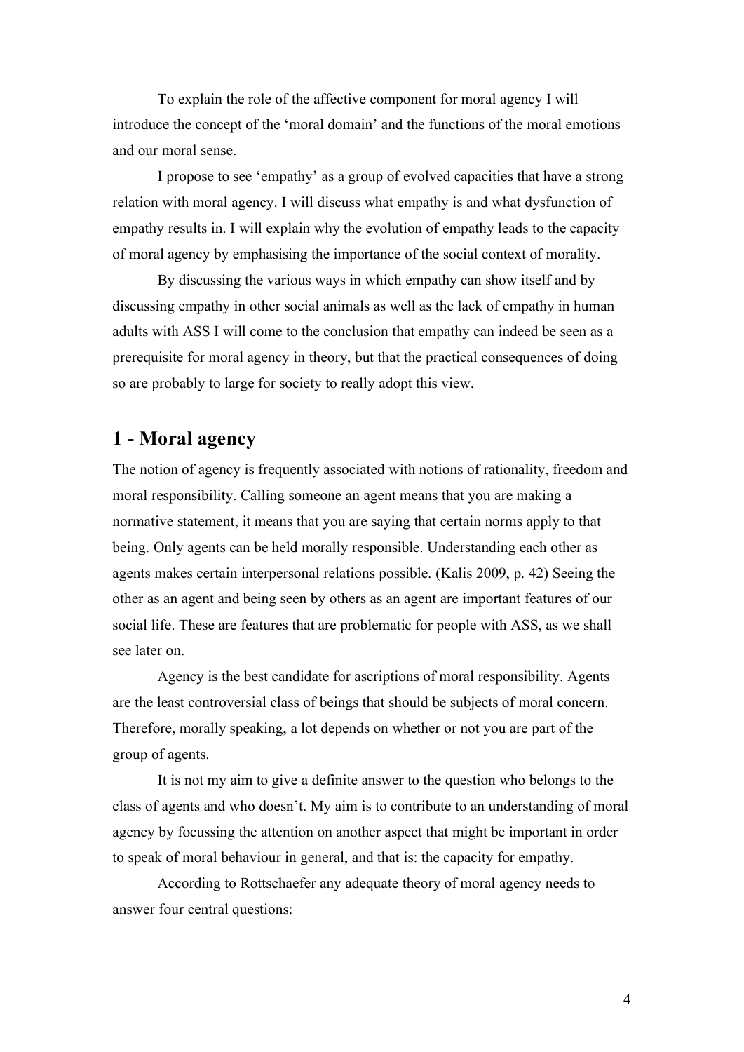To explain the role of the affective component for moral agency I will introduce the concept of the 'moral domain' and the functions of the moral emotions and our moral sense.

I propose to see 'empathy' as a group of evolved capacities that have a strong relation with moral agency. I will discuss what empathy is and what dysfunction of empathy results in. I will explain why the evolution of empathy leads to the capacity of moral agency by emphasising the importance of the social context of morality.

By discussing the various ways in which empathy can show itself and by discussing empathy in other social animals as well as the lack of empathy in human adults with ASS I will come to the conclusion that empathy can indeed be seen as a prerequisite for moral agency in theory, but that the practical consequences of doing so are probably to large for society to really adopt this view.

## 1 - Moral agency

The notion of agency is frequently associated with notions of rationality, freedom and moral responsibility. Calling someone an agent means that you are making a normative statement, it means that you are saying that certain norms apply to that being. Only agents can be held morally responsible. Understanding each other as agents makes certain interpersonal relations possible. (Kalis 2009, p. 42) Seeing the other as an agent and being seen by others as an agent are important features of our social life. These are features that are problematic for people with ASS, as we shall see later on.

Agency is the best candidate for ascriptions of moral responsibility. Agents are the least controversial class of beings that should be subjects of moral concern. Therefore, morally speaking, a lot depends on whether or not you are part of the group of agents.

It is not my aim to give a definite answer to the question who belongs to the class of agents and who doesn't. My aim is to contribute to an understanding of moral agency by focussing the attention on another aspect that might be important in order to speak of moral behaviour in general, and that is: the capacity for empathy.

According to Rottschaefer any adequate theory of moral agency needs to answer four central questions: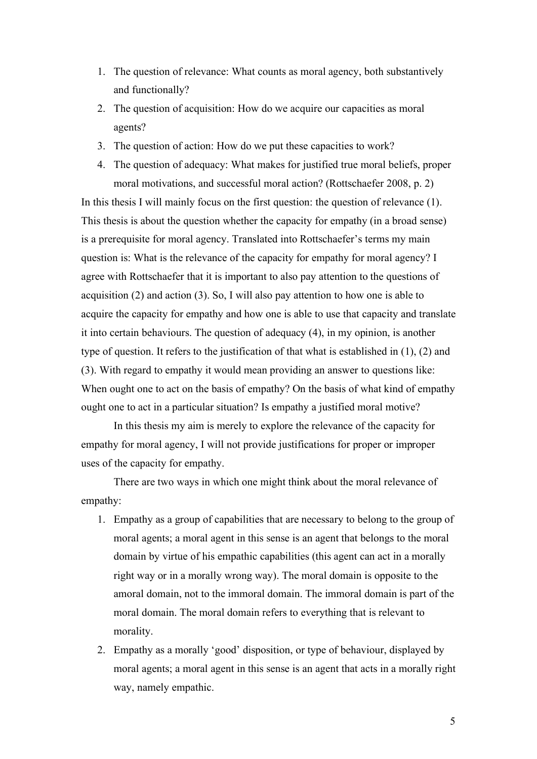1. The question of relevance: What counts as moral agency, both substantively and functionally?
2. The question of acquisition: How do we acquire our capacities as moral agents?
3. The question of action: How do we put these capacities to work?
4. The question of adequacy: What makes for justified true moral beliefs, proper moral motivations, and successful moral action? (Rottschaefer 2008, p. 2)

In this thesis I will mainly focus on the first question: the question of relevance (1). This thesis is about the question whether the capacity for empathy (in a broad sense) is a prerequisite for moral agency. Translated into Rottschaefer's terms my main question is: What is the relevance of the capacity for empathy for moral agency? I agree with Rottschaefer that it is important to also pay attention to the questions of acquisition (2) and action (3). So, I will also pay attention to how one is able to acquire the capacity for empathy and how one is able to use that capacity and translate it into certain behaviours. The question of adequacy (4), in my opinion, is another type of question. It refers to the justification of that what is established in (1), (2) and (3). With regard to empathy it would mean providing an answer to questions like: When ought one to act on the basis of empathy? On the basis of what kind of empathy ought one to act in a particular situation? Is empathy a justified moral motive?

In this thesis my aim is merely to explore the relevance of the capacity for empathy for moral agency, I will not provide justifications for proper or improper uses of the capacity for empathy.

There are two ways in which one might think about the moral relevance of empathy:

1. Empathy as a group of capabilities that are necessary to belong to the group of moral agents; a moral agent in this sense is an agent that belongs to the moral domain by virtue of his empathic capabilities (this agent can act in a morally right way or in a morally wrong way). The moral domain is opposite to the amoral domain, not to the immoral domain. The immoral domain is part of the moral domain. The moral domain refers to everything that is relevant to morality.
2. Empathy as a morally 'good' disposition, or type of behaviour, displayed by moral agents; a moral agent in this sense is an agent that acts in a morally right way, namely empathic.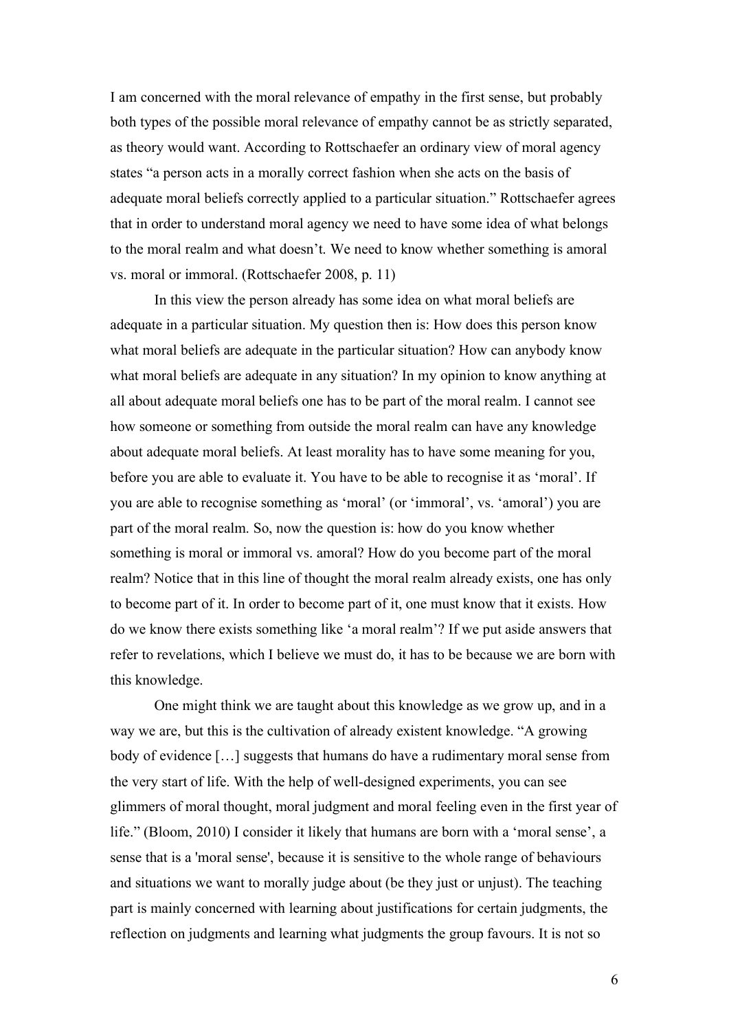I am concerned with the moral relevance of empathy in the first sense, but probably both types of the possible moral relevance of empathy cannot be as strictly separated, as theory would want. According to Rottschaefer an ordinary view of moral agency states "a person acts in a morally correct fashion when she acts on the basis of adequate moral beliefs correctly applied to a particular situation." Rottschaefer agrees that in order to understand moral agency we need to have some idea of what belongs to the moral realm and what doesn't. We need to know whether something is amoral vs. moral or immoral. (Rottschaefer 2008, p. 11)

In this view the person already has some idea on what moral beliefs are adequate in a particular situation. My question then is: How does this person know what moral beliefs are adequate in the particular situation? How can anybody know what moral beliefs are adequate in any situation? In my opinion to know anything at all about adequate moral beliefs one has to be part of the moral realm. I cannot see how someone or something from outside the moral realm can have any knowledge about adequate moral beliefs. At least morality has to have some meaning for you, before you are able to evaluate it. You have to be able to recognise it as 'moral'. If you are able to recognise something as 'moral' (or 'immoral', vs. 'amoral') you are part of the moral realm. So, now the question is: how do you know whether something is moral or immoral vs. amoral? How do you become part of the moral realm? Notice that in this line of thought the moral realm already exists, one has only to become part of it. In order to become part of it, one must know that it exists. How do we know there exists something like 'a moral realm'? If we put aside answers that refer to revelations, which I believe we must do, it has to be because we are born with this knowledge.

One might think we are taught about this knowledge as we grow up, and in a way we are, but this is the cultivation of already existent knowledge. "A growing body of evidence […] suggests that humans do have a rudimentary moral sense from the very start of life. With the help of well-designed experiments, you can see glimmers of moral thought, moral judgment and moral feeling even in the first year of life." (Bloom, 2010) I consider it likely that humans are born with a 'moral sense', a sense that is a 'moral sense', because it is sensitive to the whole range of behaviours and situations we want to morally judge about (be they just or unjust). The teaching part is mainly concerned with learning about justifications for certain judgments, the reflection on judgments and learning what judgments the group favours. It is not so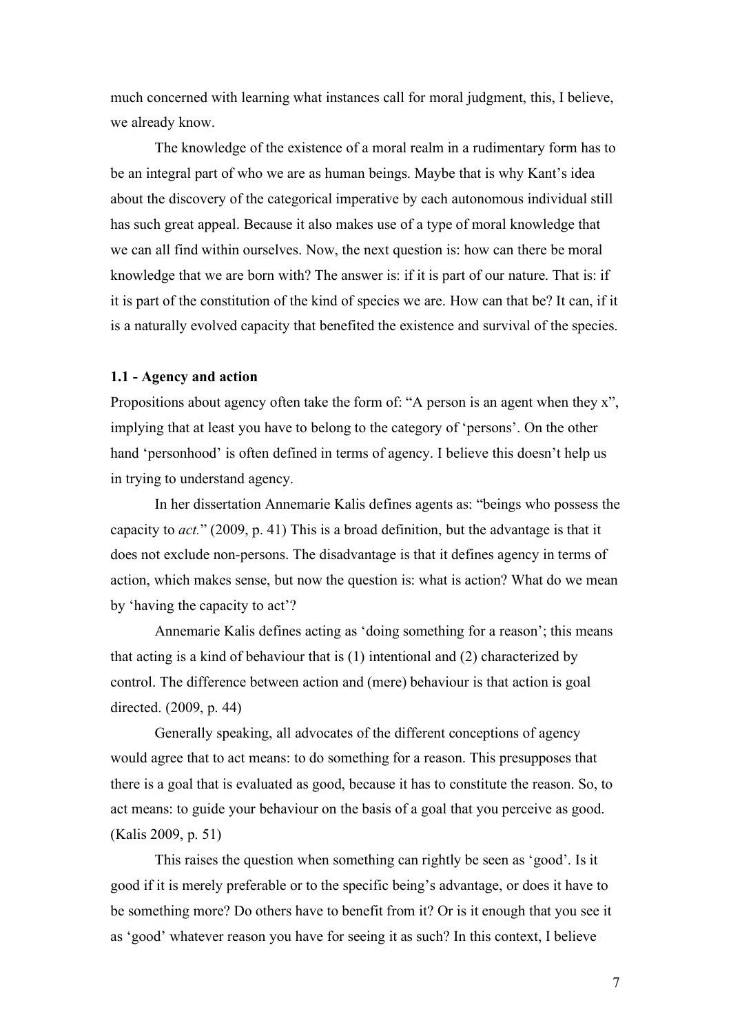much concerned with learning what instances call for moral judgment, this, I believe, we already know.

The knowledge of the existence of a moral realm in a rudimentary form has to be an integral part of who we are as human beings. Maybe that is why Kant's idea about the discovery of the categorical imperative by each autonomous individual still has such great appeal. Because it also makes use of a type of moral knowledge that we can all find within ourselves. Now, the next question is: how can there be moral knowledge that we are born with? The answer is: if it is part of our nature. That is: if it is part of the constitution of the kind of species we are. How can that be? It can, if it is a naturally evolved capacity that benefited the existence and survival of the species.

### 1.1 - Agency and action

Propositions about agency often take the form of: "A person is an agent when they x", implying that at least you have to belong to the category of 'persons'. On the other hand 'personhood' is often defined in terms of agency. I believe this doesn't help us in trying to understand agency.

In her dissertation Annemarie Kalis defines agents as: "beings who possess the capacity to *act.*" (2009, p. 41) This is a broad definition, but the advantage is that it does not exclude non-persons. The disadvantage is that it defines agency in terms of action, which makes sense, but now the question is: what is action? What do we mean by 'having the capacity to act'?

Annemarie Kalis defines acting as 'doing something for a reason'; this means that acting is a kind of behaviour that is (1) intentional and (2) characterized by control. The difference between action and (mere) behaviour is that action is goal directed. (2009, p. 44)

Generally speaking, all advocates of the different conceptions of agency would agree that to act means: to do something for a reason. This presupposes that there is a goal that is evaluated as good, because it has to constitute the reason. So, to act means: to guide your behaviour on the basis of a goal that you perceive as good. (Kalis 2009, p. 51)

This raises the question when something can rightly be seen as 'good'. Is it good if it is merely preferable or to the specific being's advantage, or does it have to be something more? Do others have to benefit from it? Or is it enough that you see it as 'good' whatever reason you have for seeing it as such? In this context, I believe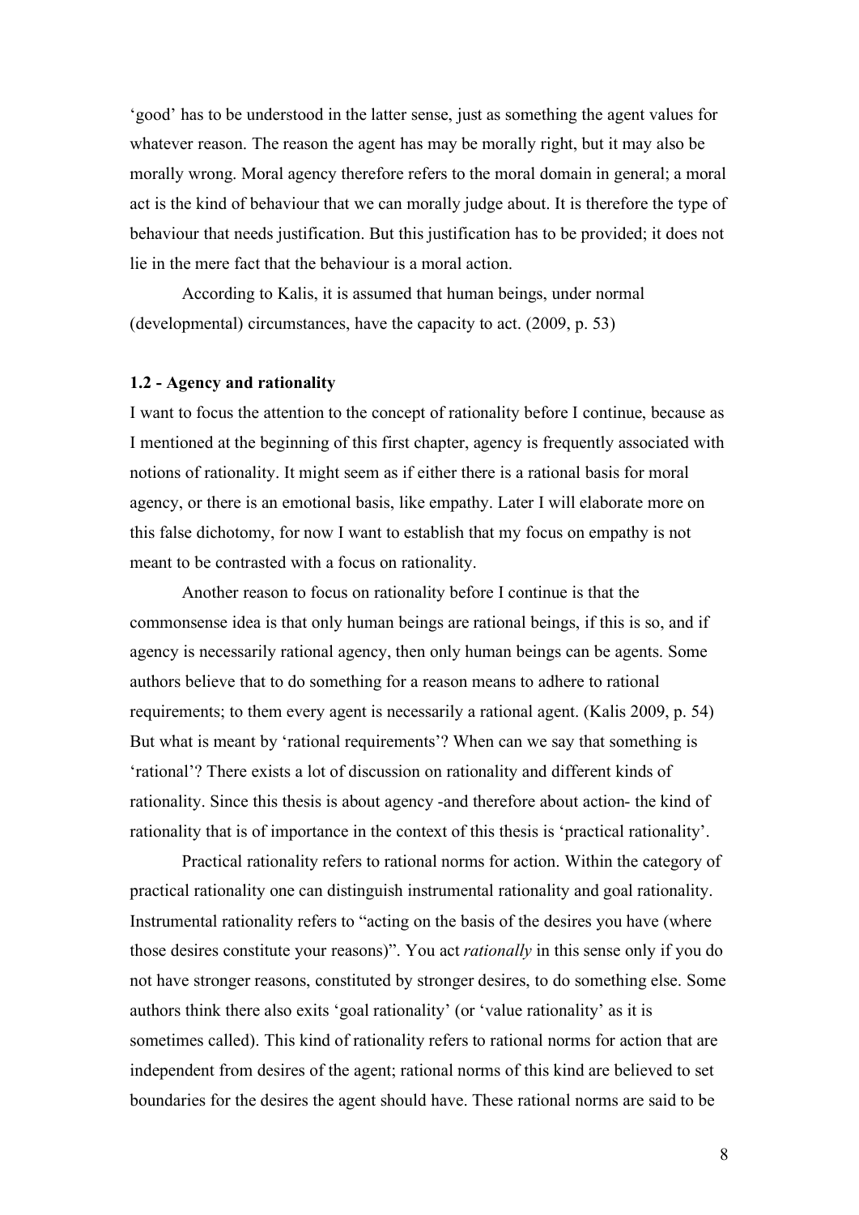'good' has to be understood in the latter sense, just as something the agent values for whatever reason. The reason the agent has may be morally right, but it may also be morally wrong. Moral agency therefore refers to the moral domain in general; a moral act is the kind of behaviour that we can morally judge about. It is therefore the type of behaviour that needs justification. But this justification has to be provided; it does not lie in the mere fact that the behaviour is a moral action.

According to Kalis, it is assumed that human beings, under normal (developmental) circumstances, have the capacity to act. (2009, p. 53)

### 1.2 - Agency and rationality

I want to focus the attention to the concept of rationality before I continue, because as I mentioned at the beginning of this first chapter, agency is frequently associated with notions of rationality. It might seem as if either there is a rational basis for moral agency, or there is an emotional basis, like empathy. Later I will elaborate more on this false dichotomy, for now I want to establish that my focus on empathy is not meant to be contrasted with a focus on rationality.

Another reason to focus on rationality before I continue is that the commonsense idea is that only human beings are rational beings, if this is so, and if agency is necessarily rational agency, then only human beings can be agents. Some authors believe that to do something for a reason means to adhere to rational requirements; to them every agent is necessarily a rational agent. (Kalis 2009, p. 54) But what is meant by 'rational requirements'? When can we say that something is 'rational'? There exists a lot of discussion on rationality and different kinds of rationality. Since this thesis is about agency -and therefore about action- the kind of rationality that is of importance in the context of this thesis is 'practical rationality'.

Practical rationality refers to rational norms for action. Within the category of practical rationality one can distinguish instrumental rationality and goal rationality. Instrumental rationality refers to "acting on the basis of the desires you have (where those desires constitute your reasons)". You act *rationally* in this sense only if you do not have stronger reasons, constituted by stronger desires, to do something else. Some authors think there also exits 'goal rationality' (or 'value rationality' as it is sometimes called). This kind of rationality refers to rational norms for action that are independent from desires of the agent; rational norms of this kind are believed to set boundaries for the desires the agent should have. These rational norms are said to be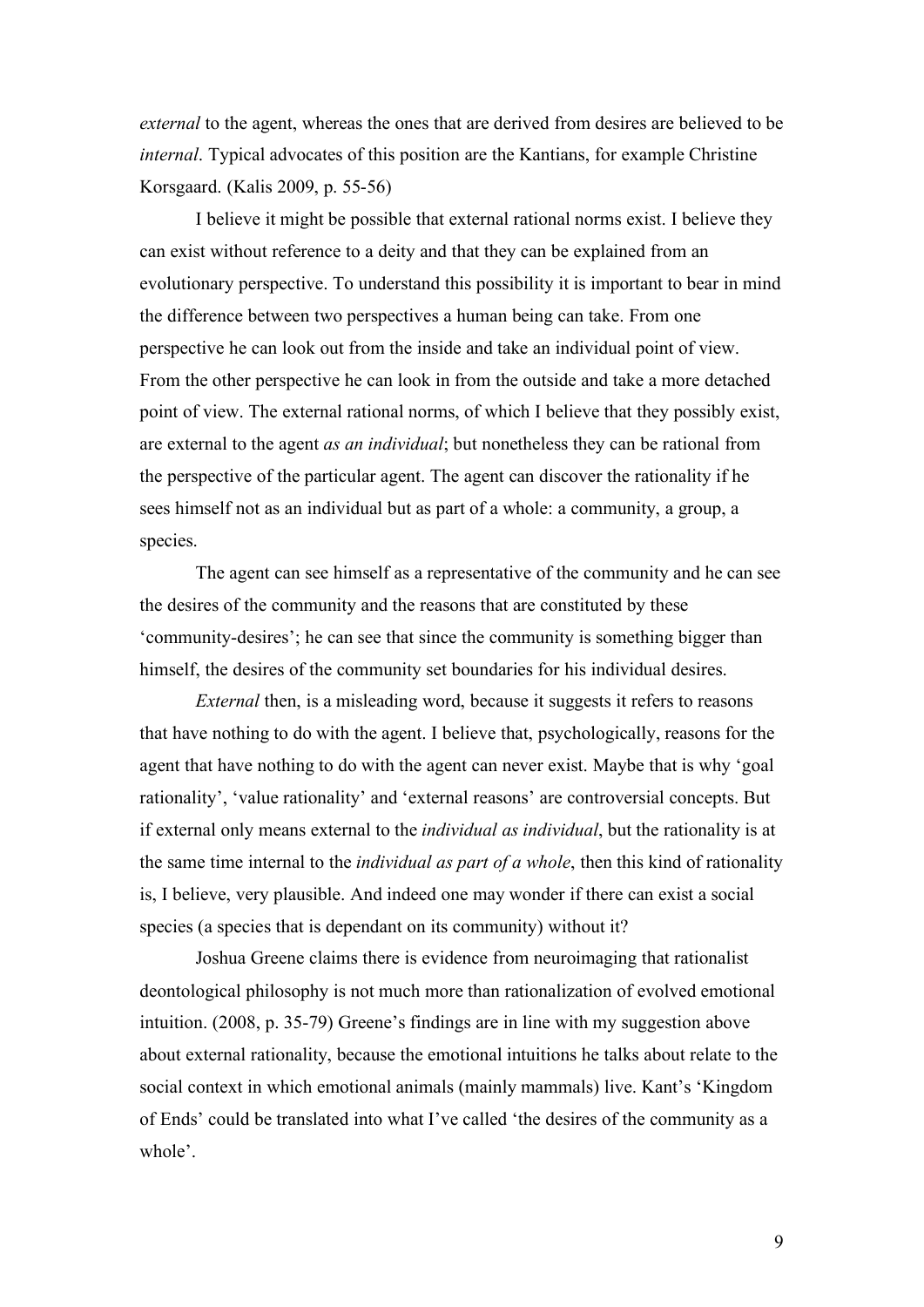*external* to the agent, whereas the ones that are derived from desires are believed to be *internal*. Typical advocates of this position are the Kantians, for example Christine Korsgaard. (Kalis 2009, p. 55-56)

I believe it might be possible that external rational norms exist. I believe they can exist without reference to a deity and that they can be explained from an evolutionary perspective. To understand this possibility it is important to bear in mind the difference between two perspectives a human being can take. From one perspective he can look out from the inside and take an individual point of view. From the other perspective he can look in from the outside and take a more detached point of view. The external rational norms, of which I believe that they possibly exist, are external to the agent *as an individual*; but nonetheless they can be rational from the perspective of the particular agent. The agent can discover the rationality if he sees himself not as an individual but as part of a whole: a community, a group, a species.

The agent can see himself as a representative of the community and he can see the desires of the community and the reasons that are constituted by these 'community-desires'; he can see that since the community is something bigger than himself, the desires of the community set boundaries for his individual desires.

*External* then, is a misleading word, because it suggests it refers to reasons that have nothing to do with the agent. I believe that, psychologically, reasons for the agent that have nothing to do with the agent can never exist. Maybe that is why 'goal rationality', 'value rationality' and 'external reasons' are controversial concepts. But if external only means external to the *individual as individual*, but the rationality is at the same time internal to the *individual as part of a whole*, then this kind of rationality is, I believe, very plausible. And indeed one may wonder if there can exist a social species (a species that is dependant on its community) without it?

Joshua Greene claims there is evidence from neuroimaging that rationalist deontological philosophy is not much more than rationalization of evolved emotional intuition. (2008, p. 35-79) Greene's findings are in line with my suggestion above about external rationality, because the emotional intuitions he talks about relate to the social context in which emotional animals (mainly mammals) live. Kant's 'Kingdom of Ends' could be translated into what I've called 'the desires of the community as a whole'.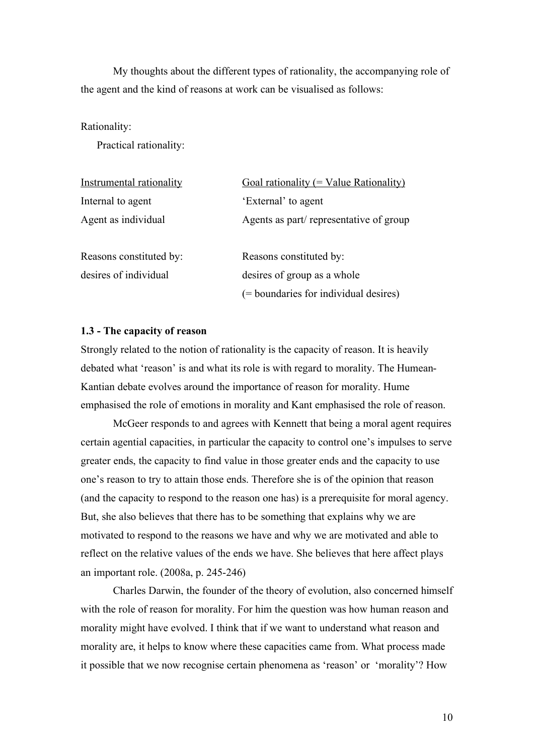My thoughts about the different types of rationality, the accompanying role of the agent and the kind of reasons at work can be visualised as follows:

Rationality:

Practical rationality:

| <u>Instrumental rationality</u> | <u>Goal rationality (= Value Rationality)</u> |
|---|---|
| Internal to agent | 'External' to agent |
| Agent as individual | Agents as part/ representative of group |
| | |
| Reasons constituted by: | Reasons constituted by: |
| desires of individual | desires of group as a whole |
| | (= boundaries for individual desires) |

### 1.3 - The capacity of reason

Strongly related to the notion of rationality is the capacity of reason. It is heavily debated what 'reason' is and what its role is with regard to morality. The Humean-Kantian debate evolves around the importance of reason for morality. Hume emphasised the role of emotions in morality and Kant emphasised the role of reason.

McGeer responds to and agrees with Kennett that being a moral agent requires certain agential capacities, in particular the capacity to control one's impulses to serve greater ends, the capacity to find value in those greater ends and the capacity to use one's reason to try to attain those ends. Therefore she is of the opinion that reason (and the capacity to respond to the reason one has) is a prerequisite for moral agency. But, she also believes that there has to be something that explains why we are motivated to respond to the reasons we have and why we are motivated and able to reflect on the relative values of the ends we have. She believes that here affect plays an important role. (2008a, p. 245-246)

Charles Darwin, the founder of the theory of evolution, also concerned himself with the role of reason for morality. For him the question was how human reason and morality might have evolved. I think that if we want to understand what reason and morality are, it helps to know where these capacities came from. What process made it possible that we now recognise certain phenomena as 'reason' or 'morality'? How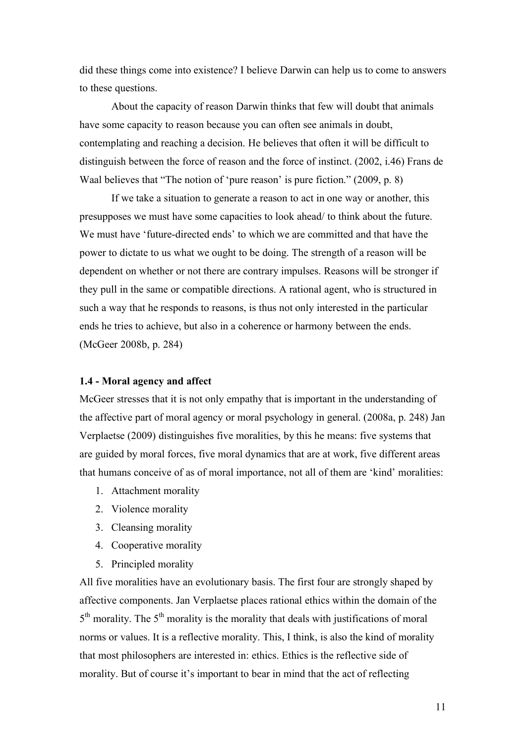did these things come into existence? I believe Darwin can help us to come to answers to these questions.

About the capacity of reason Darwin thinks that few will doubt that animals have some capacity to reason because you can often see animals in doubt, contemplating and reaching a decision. He believes that often it will be difficult to distinguish between the force of reason and the force of instinct. (2002, i.46) Frans de Waal believes that "The notion of 'pure reason' is pure fiction." (2009, p. 8)

If we take a situation to generate a reason to act in one way or another, this presupposes we must have some capacities to look ahead/ to think about the future. We must have 'future-directed ends' to which we are committed and that have the power to dictate to us what we ought to be doing. The strength of a reason will be dependent on whether or not there are contrary impulses. Reasons will be stronger if they pull in the same or compatible directions. A rational agent, who is structured in such a way that he responds to reasons, is thus not only interested in the particular ends he tries to achieve, but also in a coherence or harmony between the ends. (McGeer 2008b, p. 284)

### 1.4 - Moral agency and affect

McGeer stresses that it is not only empathy that is important in the understanding of the affective part of moral agency or moral psychology in general. (2008a, p. 248) Jan Verplaetse (2009) distinguishes five moralities, by this he means: five systems that are guided by moral forces, five moral dynamics that are at work, five different areas that humans conceive of as of moral importance, not all of them are 'kind' moralities:

1. Attachment morality
2. Violence morality
3. Cleansing morality
4. Cooperative morality
5. Principled morality

All five moralities have an evolutionary basis. The first four are strongly shaped by affective components. Jan Verplaetse places rational ethics within the domain of the 5th morality. The 5th morality is the morality that deals with justifications of moral norms or values. It is a reflective morality. This, I think, is also the kind of morality that most philosophers are interested in: ethics. Ethics is the reflective side of morality. But of course it's important to bear in mind that the act of reflecting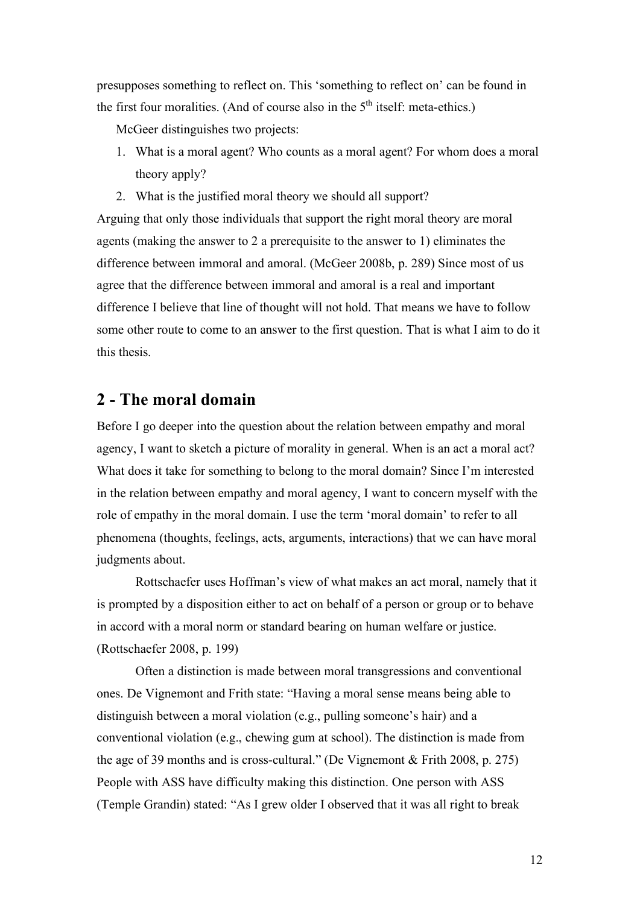presupposes something to reflect on. This 'something to reflect on' can be found in the first four moralities. (And of course also in the 5th itself: meta-ethics.)

McGeer distinguishes two projects:

1. What is a moral agent? Who counts as a moral agent? For whom does a moral theory apply?
2. What is the justified moral theory we should all support?

Arguing that only those individuals that support the right moral theory are moral agents (making the answer to 2 a prerequisite to the answer to 1) eliminates the difference between immoral and amoral. (McGeer 2008b, p. 289) Since most of us agree that the difference between immoral and amoral is a real and important difference I believe that line of thought will not hold. That means we have to follow some other route to come to an answer to the first question. That is what I aim to do it this thesis.

## 2 - The moral domain

Before I go deeper into the question about the relation between empathy and moral agency, I want to sketch a picture of morality in general. When is an act a moral act? What does it take for something to belong to the moral domain? Since I'm interested in the relation between empathy and moral agency, I want to concern myself with the role of empathy in the moral domain. I use the term 'moral domain' to refer to all phenomena (thoughts, feelings, acts, arguments, interactions) that we can have moral judgments about.

Rottschaefer uses Hoffman's view of what makes an act moral, namely that it is prompted by a disposition either to act on behalf of a person or group or to behave in accord with a moral norm or standard bearing on human welfare or justice. (Rottschaefer 2008, p. 199)

Often a distinction is made between moral transgressions and conventional ones. De Vignemont and Frith state: "Having a moral sense means being able to distinguish between a moral violation (e.g., pulling someone's hair) and a conventional violation (e.g., chewing gum at school). The distinction is made from the age of 39 months and is cross-cultural." (De Vignemont & Frith 2008, p. 275) People with ASS have difficulty making this distinction. One person with ASS (Temple Grandin) stated: "As I grew older I observed that it was all right to break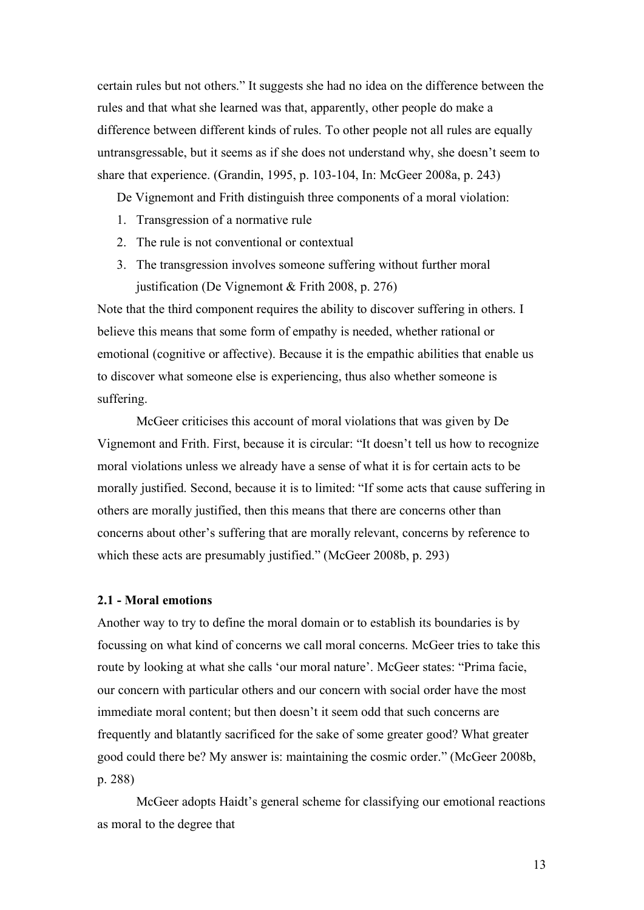certain rules but not others." It suggests she had no idea on the difference between the rules and that what she learned was that, apparently, other people do make a difference between different kinds of rules. To other people not all rules are equally untransgressable, but it seems as if she does not understand why, she doesn't seem to share that experience. (Grandin, 1995, p. 103-104, In: McGeer 2008a, p. 243)

De Vignemont and Frith distinguish three components of a moral violation:

1. Transgression of a normative rule
2. The rule is not conventional or contextual
3. The transgression involves someone suffering without further moral justification (De Vignemont & Frith 2008, p. 276)

Note that the third component requires the ability to discover suffering in others. I believe this means that some form of empathy is needed, whether rational or emotional (cognitive or affective). Because it is the empathic abilities that enable us to discover what someone else is experiencing, thus also whether someone is suffering.

McGeer criticises this account of moral violations that was given by De Vignemont and Frith. First, because it is circular: "It doesn't tell us how to recognize moral violations unless we already have a sense of what it is for certain acts to be morally justified. Second, because it is to limited: "If some acts that cause suffering in others are morally justified, then this means that there are concerns other than concerns about other's suffering that are morally relevant, concerns by reference to which these acts are presumably justified." (McGeer 2008b, p. 293)

**2.1 - Moral emotions**

Another way to try to define the moral domain or to establish its boundaries is by focussing on what kind of concerns we call moral concerns. McGeer tries to take this route by looking at what she calls 'our moral nature'. McGeer states: "Prima facie, our concern with particular others and our concern with social order have the most immediate moral content; but then doesn't it seem odd that such concerns are frequently and blatantly sacrificed for the sake of some greater good? What greater good could there be? My answer is: maintaining the cosmic order." (McGeer 2008b, p. 288)

McGeer adopts Haidt's general scheme for classifying our emotional reactions as moral to the degree that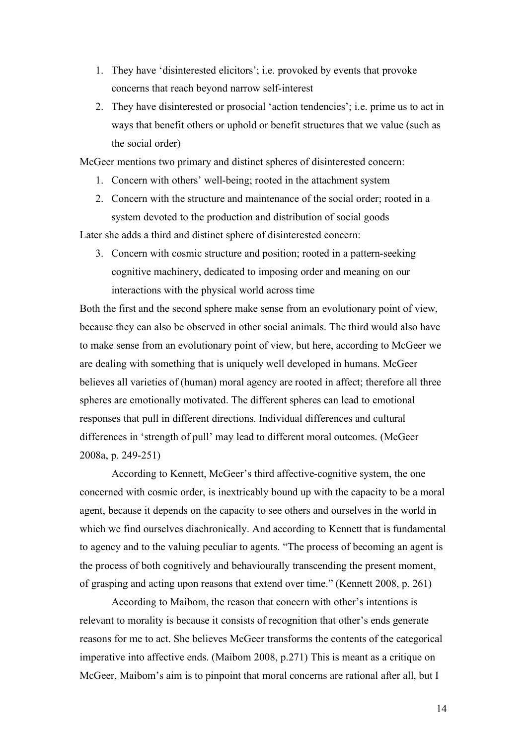1. They have 'disinterested elicitors'; i.e. provoked by events that provoke concerns that reach beyond narrow self-interest
2. They have disinterested or prosocial 'action tendencies'; i.e. prime us to act in ways that benefit others or uphold or benefit structures that we value (such as the social order)

McGeer mentions two primary and distinct spheres of disinterested concern:

1. Concern with others' well-being; rooted in the attachment system
2. Concern with the structure and maintenance of the social order; rooted in a system devoted to the production and distribution of social goods

Later she adds a third and distinct sphere of disinterested concern:

3. Concern with cosmic structure and position; rooted in a pattern-seeking cognitive machinery, dedicated to imposing order and meaning on our interactions with the physical world across time

Both the first and the second sphere make sense from an evolutionary point of view, because they can also be observed in other social animals. The third would also have to make sense from an evolutionary point of view, but here, according to McGeer we are dealing with something that is uniquely well developed in humans. McGeer believes all varieties of (human) moral agency are rooted in affect; therefore all three spheres are emotionally motivated. The different spheres can lead to emotional responses that pull in different directions. Individual differences and cultural differences in 'strength of pull' may lead to different moral outcomes. (McGeer 2008a, p. 249-251)

According to Kennett, McGeer's third affective-cognitive system, the one concerned with cosmic order, is inextricably bound up with the capacity to be a moral agent, because it depends on the capacity to see others and ourselves in the world in which we find ourselves diachronically. And according to Kennett that is fundamental to agency and to the valuing peculiar to agents. "The process of becoming an agent is the process of both cognitively and behaviourally transcending the present moment, of grasping and acting upon reasons that extend over time." (Kennett 2008, p. 261)

According to Maibom, the reason that concern with other's intentions is relevant to morality is because it consists of recognition that other's ends generate reasons for me to act. She believes McGeer transforms the contents of the categorical imperative into affective ends. (Maibom 2008, p.271) This is meant as a critique on McGeer, Maibom's aim is to pinpoint that moral concerns are rational after all, but I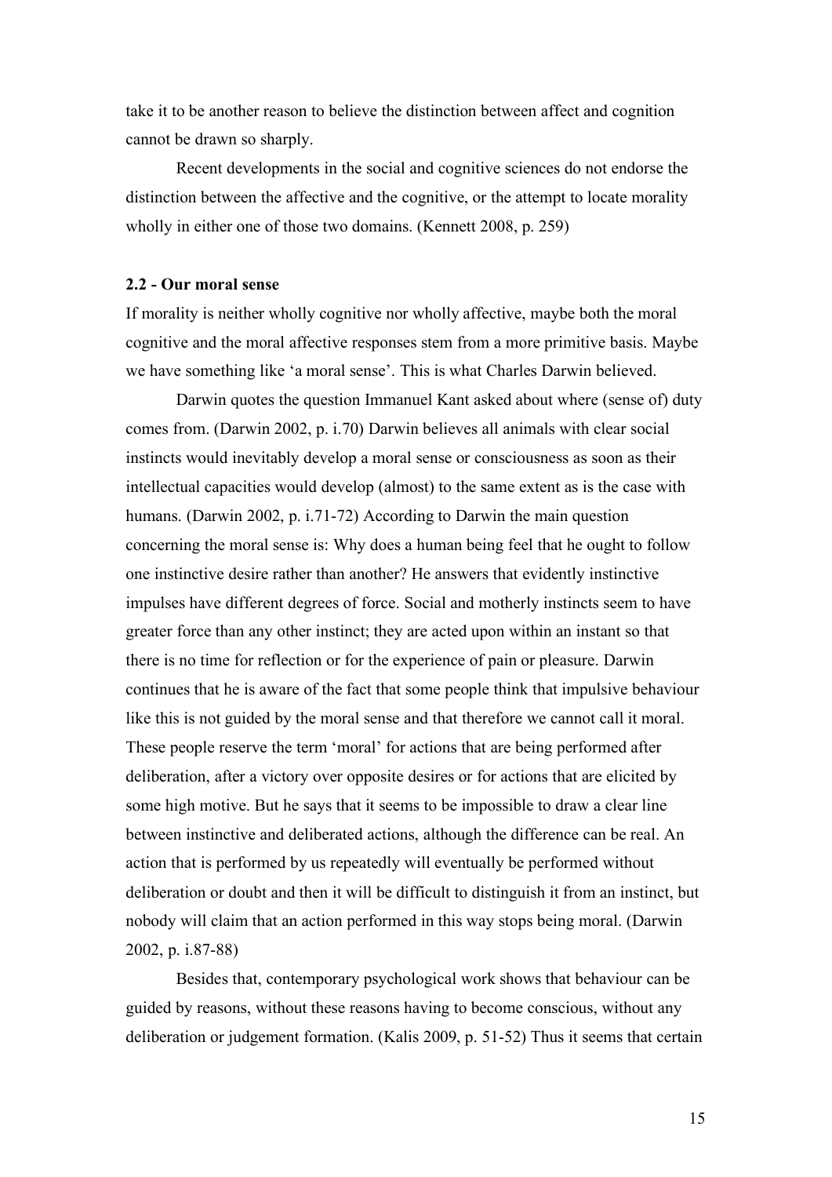take it to be another reason to believe the distinction between affect and cognition cannot be drawn so sharply.

> Recent developments in the social and cognitive sciences do not endorse the distinction between the affective and the cognitive, or the attempt to locate morality wholly in either one of those two domains. (Kennett 2008, p. 259)

**2.2 - Our moral sense**

If morality is neither wholly cognitive nor wholly affective, maybe both the moral cognitive and the moral affective responses stem from a more primitive basis. Maybe we have something like 'a moral sense'. This is what Charles Darwin believed.

Darwin quotes the question Immanuel Kant asked about where (sense of) duty comes from. (Darwin 2002, p. i.70) Darwin believes all animals with clear social instincts would inevitably develop a moral sense or consciousness as soon as their intellectual capacities would develop (almost) to the same extent as is the case with humans. (Darwin 2002, p. i.71-72) According to Darwin the main question concerning the moral sense is: Why does a human being feel that he ought to follow one instinctive desire rather than another? He answers that evidently instinctive impulses have different degrees of force. Social and motherly instincts seem to have greater force than any other instinct; they are acted upon within an instant so that there is no time for reflection or for the experience of pain or pleasure. Darwin continues that he is aware of the fact that some people think that impulsive behaviour like this is not guided by the moral sense and that therefore we cannot call it moral. These people reserve the term 'moral' for actions that are being performed after deliberation, after a victory over opposite desires or for actions that are elicited by some high motive. But he says that it seems to be impossible to draw a clear line between instinctive and deliberated actions, although the difference can be real. An action that is performed by us repeatedly will eventually be performed without deliberation or doubt and then it will be difficult to distinguish it from an instinct, but nobody will claim that an action performed in this way stops being moral. (Darwin 2002, p. i.87-88)

Besides that, contemporary psychological work shows that behaviour can be guided by reasons, without these reasons having to become conscious, without any deliberation or judgement formation. (Kalis 2009, p. 51-52) Thus it seems that certain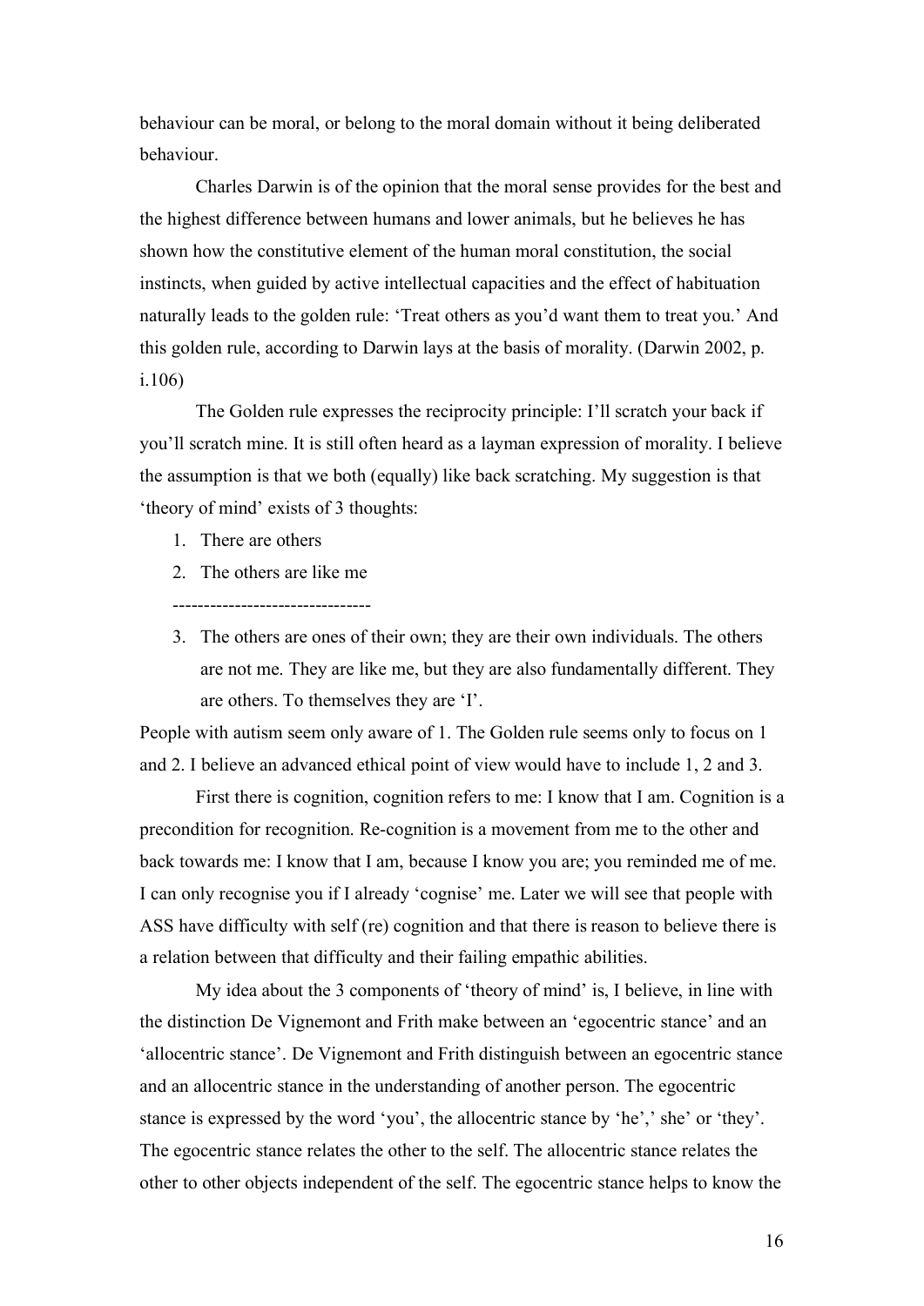behaviour can be moral, or belong to the moral domain without it being deliberated behaviour.

Charles Darwin is of the opinion that the moral sense provides for the best and the highest difference between humans and lower animals, but he believes he has shown how the constitutive element of the human moral constitution, the social instincts, when guided by active intellectual capacities and the effect of habituation naturally leads to the golden rule: 'Treat others as you'd want them to treat you.' And this golden rule, according to Darwin lays at the basis of morality. (Darwin 2002, p. i.106)

The Golden rule expresses the reciprocity principle: I'll scratch your back if you'll scratch mine. It is still often heard as a layman expression of morality. I believe the assumption is that we both (equally) like back scratching. My suggestion is that 'theory of mind' exists of 3 thoughts:

1. There are others
2. The others are like me

--------------------------------

3. The others are ones of their own; they are their own individuals. The others are not me. They are like me, but they are also fundamentally different. They are others. To themselves they are 'I'.

People with autism seem only aware of 1. The Golden rule seems only to focus on 1 and 2. I believe an advanced ethical point of view would have to include 1, 2 and 3.

First there is cognition, cognition refers to me: I know that I am. Cognition is a precondition for recognition. Re-cognition is a movement from me to the other and back towards me: I know that I am, because I know you are; you reminded me of me. I can only recognise you if I already 'cognise' me. Later we will see that people with ASS have difficulty with self (re) cognition and that there is reason to believe there is a relation between that difficulty and their failing empathic abilities.

My idea about the 3 components of 'theory of mind' is, I believe, in line with the distinction De Vignemont and Frith make between an 'egocentric stance' and an 'allocentric stance'. De Vignemont and Frith distinguish between an egocentric stance and an allocentric stance in the understanding of another person. The egocentric stance is expressed by the word 'you', the allocentric stance by 'he',' she' or 'they'. The egocentric stance relates the other to the self. The allocentric stance relates the other to other objects independent of the self. The egocentric stance helps to know the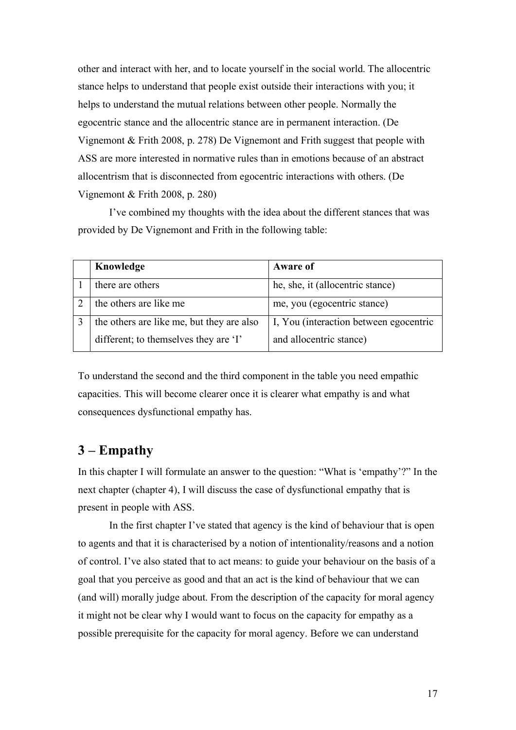other and interact with her, and to locate yourself in the social world. The allocentric stance helps to understand that people exist outside their interactions with you; it helps to understand the mutual relations between other people. Normally the egocentric stance and the allocentric stance are in permanent interaction. (De Vignemont & Frith 2008, p. 278) De Vignemont and Frith suggest that people with ASS are more interested in normative rules than in emotions because of an abstract allocentrism that is disconnected from egocentric interactions with others. (De Vignemont & Frith 2008, p. 280)

I've combined my thoughts with the idea about the different stances that was provided by De Vignemont and Frith in the following table:

| | **Knowledge** | **Aware of** |
|---|---|---|
| 1 | there are others | he, she, it (allocentric stance) |
| 2 | the others are like me | me, you (egocentric stance) |
| 3 | the others are like me, but they are also different; to themselves they are 'I' | I, You (interaction between egocentric and allocentric stance) |

To understand the second and the third component in the table you need empathic capacities. This will become clearer once it is clearer what empathy is and what consequences dysfunctional empathy has.

## 3 – Empathy

In this chapter I will formulate an answer to the question: "What is 'empathy'?" In the next chapter (chapter 4), I will discuss the case of dysfunctional empathy that is present in people with ASS.

In the first chapter I've stated that agency is the kind of behaviour that is open to agents and that it is characterised by a notion of intentionality/reasons and a notion of control. I've also stated that to act means: to guide your behaviour on the basis of a goal that you perceive as good and that an act is the kind of behaviour that we can (and will) morally judge about. From the description of the capacity for moral agency it might not be clear why I would want to focus on the capacity for empathy as a possible prerequisite for the capacity for moral agency. Before we can understand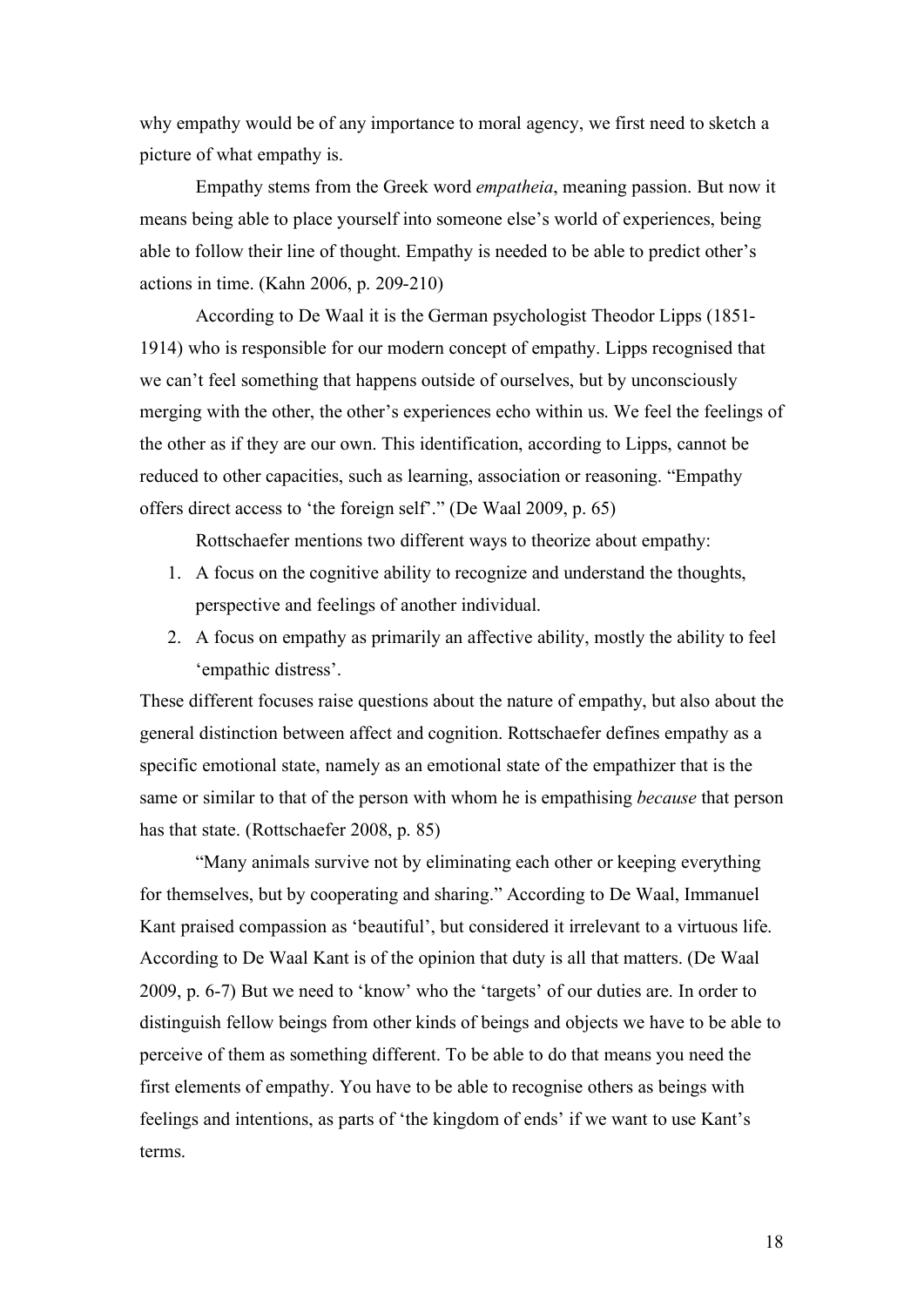why empathy would be of any importance to moral agency, we first need to sketch a picture of what empathy is.

Empathy stems from the Greek word *empatheia*, meaning passion. But now it means being able to place yourself into someone else's world of experiences, being able to follow their line of thought. Empathy is needed to be able to predict other's actions in time. (Kahn 2006, p. 209-210)

According to De Waal it is the German psychologist Theodor Lipps (1851-1914) who is responsible for our modern concept of empathy. Lipps recognised that we can't feel something that happens outside of ourselves, but by unconsciously merging with the other, the other's experiences echo within us. We feel the feelings of the other as if they are our own. This identification, according to Lipps, cannot be reduced to other capacities, such as learning, association or reasoning. "Empathy offers direct access to 'the foreign self'." (De Waal 2009, p. 65)

Rottschaefer mentions two different ways to theorize about empathy:

1. A focus on the cognitive ability to recognize and understand the thoughts, perspective and feelings of another individual.
2. A focus on empathy as primarily an affective ability, mostly the ability to feel 'empathic distress'.

These different focuses raise questions about the nature of empathy, but also about the general distinction between affect and cognition. Rottschaefer defines empathy as a specific emotional state, namely as an emotional state of the empathizer that is the same or similar to that of the person with whom he is empathising *because* that person has that state. (Rottschaefer 2008, p. 85)

"Many animals survive not by eliminating each other or keeping everything for themselves, but by cooperating and sharing." According to De Waal, Immanuel Kant praised compassion as 'beautiful', but considered it irrelevant to a virtuous life. According to De Waal Kant is of the opinion that duty is all that matters. (De Waal 2009, p. 6-7) But we need to 'know' who the 'targets' of our duties are. In order to distinguish fellow beings from other kinds of beings and objects we have to be able to perceive of them as something different. To be able to do that means you need the first elements of empathy. You have to be able to recognise others as beings with feelings and intentions, as parts of 'the kingdom of ends' if we want to use Kant's terms.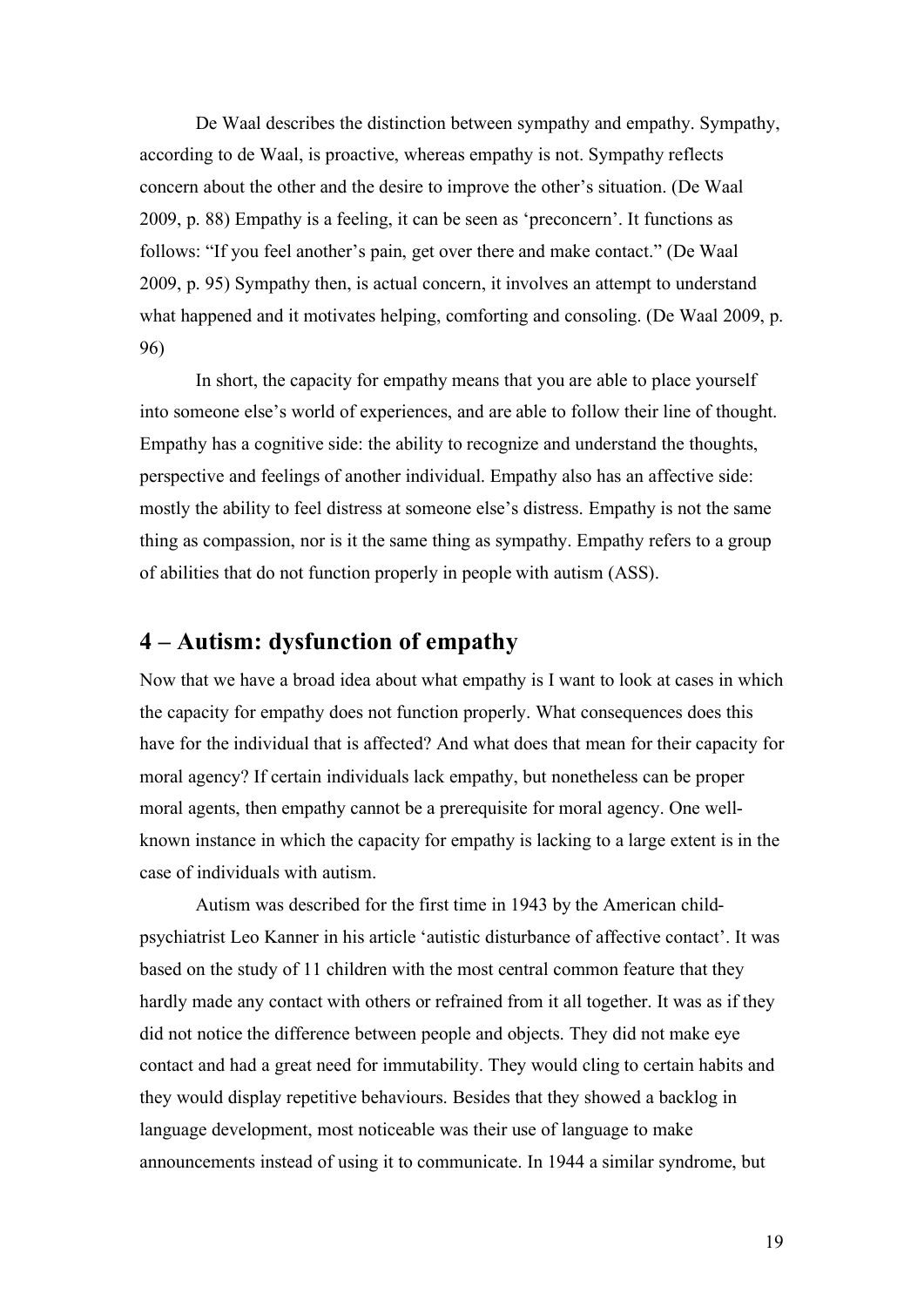De Waal describes the distinction between sympathy and empathy. Sympathy, according to de Waal, is proactive, whereas empathy is not. Sympathy reflects concern about the other and the desire to improve the other's situation. (De Waal 2009, p. 88) Empathy is a feeling, it can be seen as 'preconcern'. It functions as follows: "If you feel another's pain, get over there and make contact." (De Waal 2009, p. 95) Sympathy then, is actual concern, it involves an attempt to understand what happened and it motivates helping, comforting and consoling. (De Waal 2009, p. 96)

In short, the capacity for empathy means that you are able to place yourself into someone else's world of experiences, and are able to follow their line of thought. Empathy has a cognitive side: the ability to recognize and understand the thoughts, perspective and feelings of another individual. Empathy also has an affective side: mostly the ability to feel distress at someone else's distress. Empathy is not the same thing as compassion, nor is it the same thing as sympathy. Empathy refers to a group of abilities that do not function properly in people with autism (ASS).

## 4 – Autism: dysfunction of empathy

Now that we have a broad idea about what empathy is I want to look at cases in which the capacity for empathy does not function properly. What consequences does this have for the individual that is affected? And what does that mean for their capacity for moral agency? If certain individuals lack empathy, but nonetheless can be proper moral agents, then empathy cannot be a prerequisite for moral agency. One well-known instance in which the capacity for empathy is lacking to a large extent is in the case of individuals with autism.

Autism was described for the first time in 1943 by the American child-psychiatrist Leo Kanner in his article 'autistic disturbance of affective contact'. It was based on the study of 11 children with the most central common feature that they hardly made any contact with others or refrained from it all together. It was as if they did not notice the difference between people and objects. They did not make eye contact and had a great need for immutability. They would cling to certain habits and they would display repetitive behaviours. Besides that they showed a backlog in language development, most noticeable was their use of language to make announcements instead of using it to communicate. In 1944 a similar syndrome, but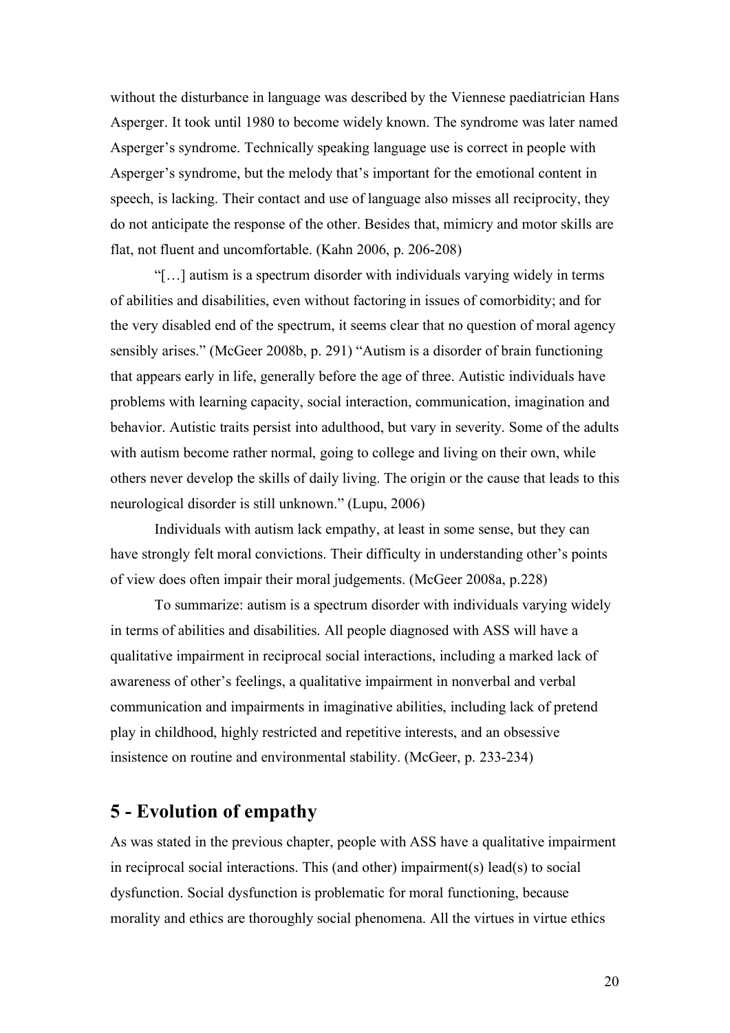without the disturbance in language was described by the Viennese paediatrician Hans Asperger. It took until 1980 to become widely known. The syndrome was later named Asperger's syndrome. Technically speaking language use is correct in people with Asperger's syndrome, but the melody that's important for the emotional content in speech, is lacking. Their contact and use of language also misses all reciprocity, they do not anticipate the response of the other. Besides that, mimicry and motor skills are flat, not fluent and uncomfortable. (Kahn 2006, p. 206-208)

"[…] autism is a spectrum disorder with individuals varying widely in terms of abilities and disabilities, even without factoring in issues of comorbidity; and for the very disabled end of the spectrum, it seems clear that no question of moral agency sensibly arises." (McGeer 2008b, p. 291) "Autism is a disorder of brain functioning that appears early in life, generally before the age of three. Autistic individuals have problems with learning capacity, social interaction, communication, imagination and behavior. Autistic traits persist into adulthood, but vary in severity. Some of the adults with autism become rather normal, going to college and living on their own, while others never develop the skills of daily living. The origin or the cause that leads to this neurological disorder is still unknown." (Lupu, 2006)

Individuals with autism lack empathy, at least in some sense, but they can have strongly felt moral convictions. Their difficulty in understanding other's points of view does often impair their moral judgements. (McGeer 2008a, p.228)

To summarize: autism is a spectrum disorder with individuals varying widely in terms of abilities and disabilities. All people diagnosed with ASS will have a qualitative impairment in reciprocal social interactions, including a marked lack of awareness of other's feelings, a qualitative impairment in nonverbal and verbal communication and impairments in imaginative abilities, including lack of pretend play in childhood, highly restricted and repetitive interests, and an obsessive insistence on routine and environmental stability. (McGeer, p. 233-234)

# 5 - Evolution of empathy

As was stated in the previous chapter, people with ASS have a qualitative impairment in reciprocal social interactions. This (and other) impairment(s) lead(s) to social dysfunction. Social dysfunction is problematic for moral functioning, because morality and ethics are thoroughly social phenomena. All the virtues in virtue ethics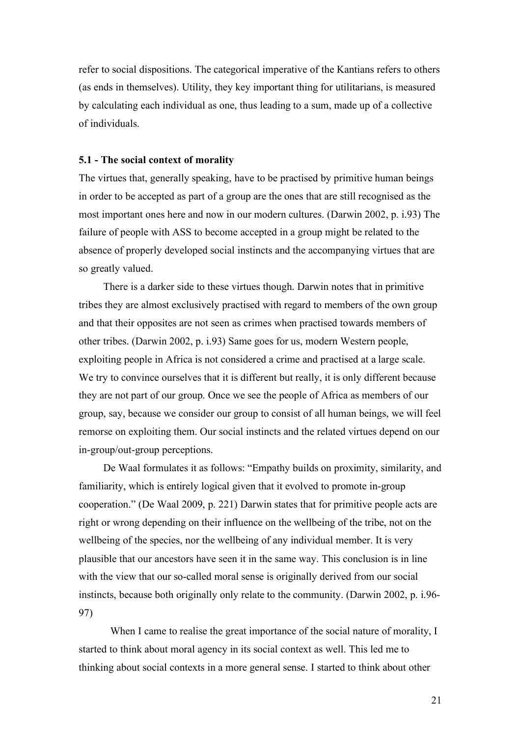refer to social dispositions. The categorical imperative of the Kantians refers to others (as ends in themselves). Utility, they key important thing for utilitarians, is measured by calculating each individual as one, thus leading to a sum, made up of a collective of individuals.

### 5.1 - The social context of morality

The virtues that, generally speaking, have to be practised by primitive human beings in order to be accepted as part of a group are the ones that are still recognised as the most important ones here and now in our modern cultures. (Darwin 2002, p. i.93) The failure of people with ASS to become accepted in a group might be related to the absence of properly developed social instincts and the accompanying virtues that are so greatly valued.

There is a darker side to these virtues though. Darwin notes that in primitive tribes they are almost exclusively practised with regard to members of the own group and that their opposites are not seen as crimes when practised towards members of other tribes. (Darwin 2002, p. i.93) Same goes for us, modern Western people, exploiting people in Africa is not considered a crime and practised at a large scale. We try to convince ourselves that it is different but really, it is only different because they are not part of our group. Once we see the people of Africa as members of our group, say, because we consider our group to consist of all human beings, we will feel remorse on exploiting them. Our social instincts and the related virtues depend on our in-group/out-group perceptions.

De Waal formulates it as follows: "Empathy builds on proximity, similarity, and familiarity, which is entirely logical given that it evolved to promote in-group cooperation." (De Waal 2009, p. 221) Darwin states that for primitive people acts are right or wrong depending on their influence on the wellbeing of the tribe, not on the wellbeing of the species, nor the wellbeing of any individual member. It is very plausible that our ancestors have seen it in the same way. This conclusion is in line with the view that our so-called moral sense is originally derived from our social instincts, because both originally only relate to the community. (Darwin 2002, p. i.96-97)

When I came to realise the great importance of the social nature of morality, I started to think about moral agency in its social context as well. This led me to thinking about social contexts in a more general sense. I started to think about other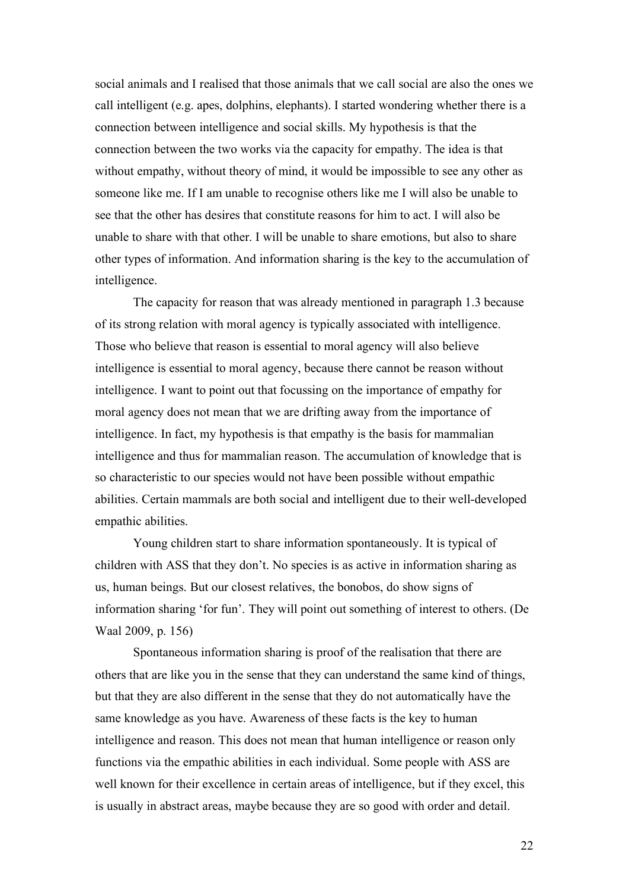social animals and I realised that those animals that we call social are also the ones we call intelligent (e.g. apes, dolphins, elephants). I started wondering whether there is a connection between intelligence and social skills. My hypothesis is that the connection between the two works via the capacity for empathy. The idea is that without empathy, without theory of mind, it would be impossible to see any other as someone like me. If I am unable to recognise others like me I will also be unable to see that the other has desires that constitute reasons for him to act. I will also be unable to share with that other. I will be unable to share emotions, but also to share other types of information. And information sharing is the key to the accumulation of intelligence.

The capacity for reason that was already mentioned in paragraph 1.3 because of its strong relation with moral agency is typically associated with intelligence. Those who believe that reason is essential to moral agency will also believe intelligence is essential to moral agency, because there cannot be reason without intelligence. I want to point out that focussing on the importance of empathy for moral agency does not mean that we are drifting away from the importance of intelligence. In fact, my hypothesis is that empathy is the basis for mammalian intelligence and thus for mammalian reason. The accumulation of knowledge that is so characteristic to our species would not have been possible without empathic abilities. Certain mammals are both social and intelligent due to their well-developed empathic abilities.

Young children start to share information spontaneously. It is typical of children with ASS that they don't. No species is as active in information sharing as us, human beings. But our closest relatives, the bonobos, do show signs of information sharing 'for fun'. They will point out something of interest to others. (De Waal 2009, p. 156)

Spontaneous information sharing is proof of the realisation that there are others that are like you in the sense that they can understand the same kind of things, but that they are also different in the sense that they do not automatically have the same knowledge as you have. Awareness of these facts is the key to human intelligence and reason. This does not mean that human intelligence or reason only functions via the empathic abilities in each individual. Some people with ASS are well known for their excellence in certain areas of intelligence, but if they excel, this is usually in abstract areas, maybe because they are so good with order and detail.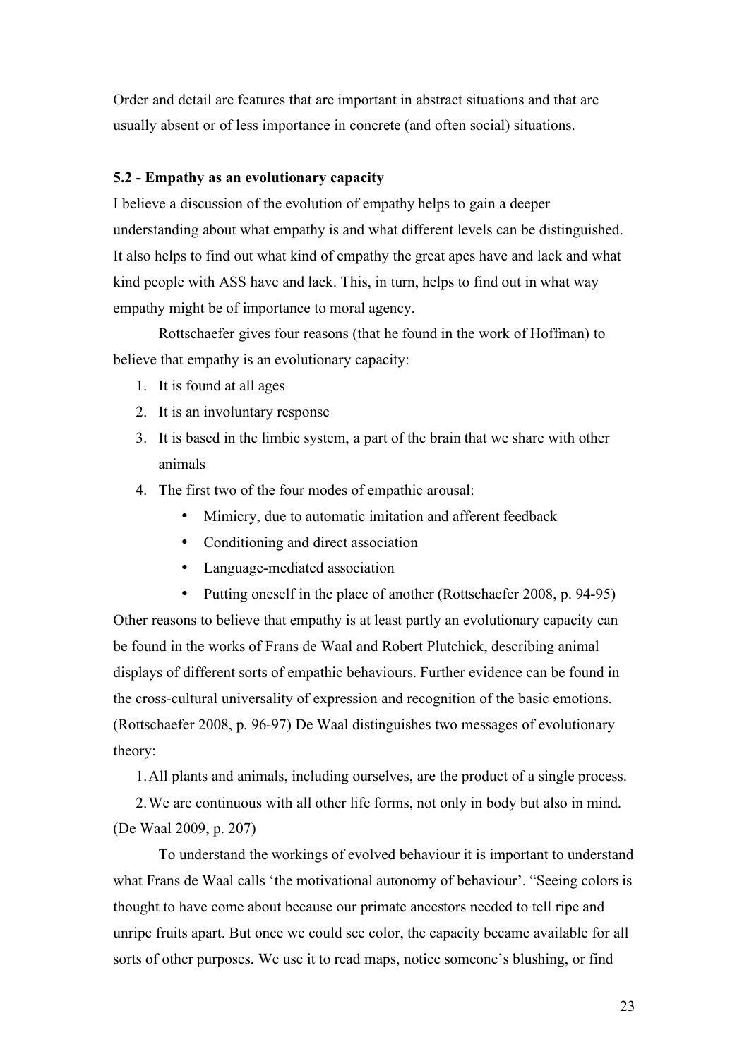Order and detail are features that are important in abstract situations and that are usually absent or of less importance in concrete (and often social) situations.

### 5.2 - Empathy as an evolutionary capacity

I believe a discussion of the evolution of empathy helps to gain a deeper understanding about what empathy is and what different levels can be distinguished. It also helps to find out what kind of empathy the great apes have and lack and what kind people with ASS have and lack. This, in turn, helps to find out in what way empathy might be of importance to moral agency.

Rottschaefer gives four reasons (that he found in the work of Hoffman) to believe that empathy is an evolutionary capacity:

1. It is found at all ages
2. It is an involuntary response
3. It is based in the limbic system, a part of the brain that we share with other animals
4. The first two of the four modes of empathic arousal:
   - Mimicry, due to automatic imitation and afferent feedback
   - Conditioning and direct association
   - Language-mediated association
   - Putting oneself in the place of another (Rottschaefer 2008, p. 94-95)

Other reasons to believe that empathy is at least partly an evolutionary capacity can be found in the works of Frans de Waal and Robert Plutchick, describing animal displays of different sorts of empathic behaviours. Further evidence can be found in the cross-cultural universality of expression and recognition of the basic emotions. (Rottschaefer 2008, p. 96-97) De Waal distinguishes two messages of evolutionary theory:

1. All plants and animals, including ourselves, are the product of a single process.
2. We are continuous with all other life forms, not only in body but also in mind.

(De Waal 2009, p. 207)

To understand the workings of evolved behaviour it is important to understand what Frans de Waal calls 'the motivational autonomy of behaviour'. "Seeing colors is thought to have come about because our primate ancestors needed to tell ripe and unripe fruits apart. But once we could see color, the capacity became available for all sorts of other purposes. We use it to read maps, notice someone's blushing, or find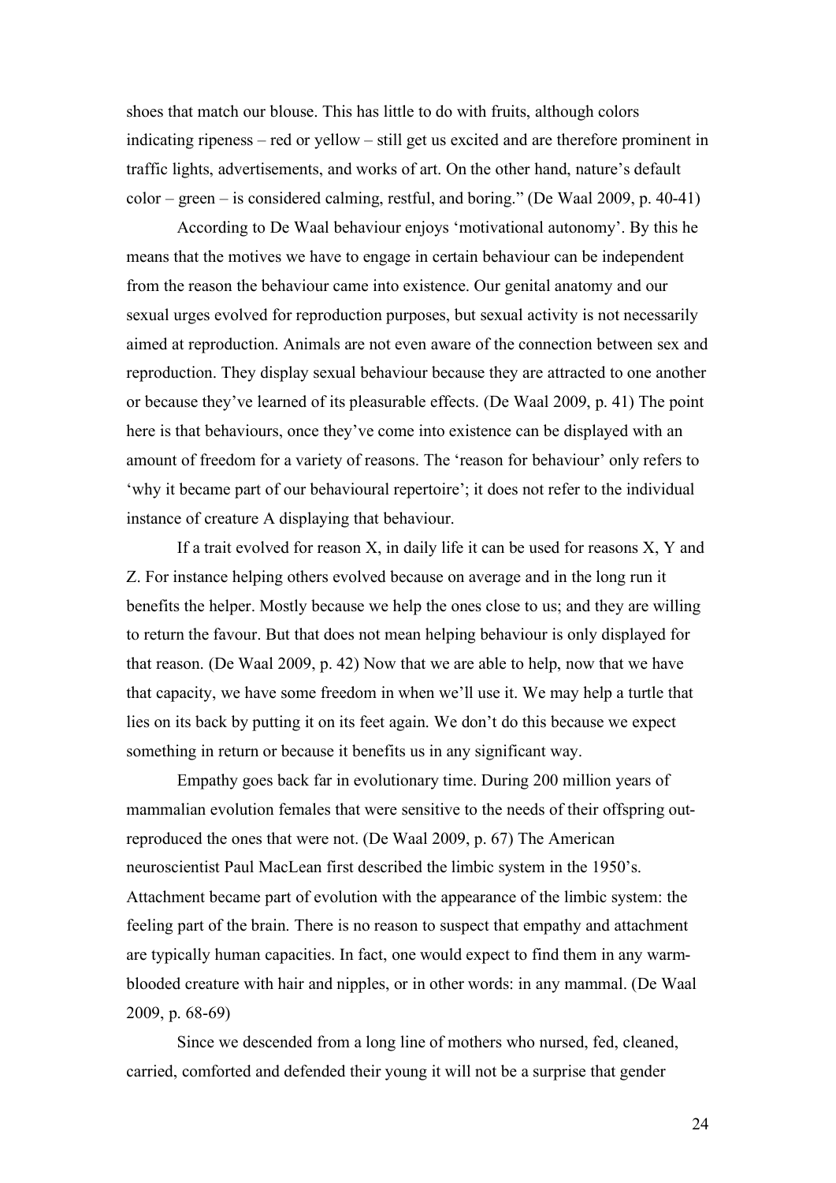shoes that match our blouse. This has little to do with fruits, although colors indicating ripeness – red or yellow – still get us excited and are therefore prominent in traffic lights, advertisements, and works of art. On the other hand, nature's default color – green – is considered calming, restful, and boring." (De Waal 2009, p. 40-41)

According to De Waal behaviour enjoys 'motivational autonomy'. By this he means that the motives we have to engage in certain behaviour can be independent from the reason the behaviour came into existence. Our genital anatomy and our sexual urges evolved for reproduction purposes, but sexual activity is not necessarily aimed at reproduction. Animals are not even aware of the connection between sex and reproduction. They display sexual behaviour because they are attracted to one another or because they've learned of its pleasurable effects. (De Waal 2009, p. 41) The point here is that behaviours, once they've come into existence can be displayed with an amount of freedom for a variety of reasons. The 'reason for behaviour' only refers to 'why it became part of our behavioural repertoire'; it does not refer to the individual instance of creature A displaying that behaviour.

If a trait evolved for reason X, in daily life it can be used for reasons X, Y and Z. For instance helping others evolved because on average and in the long run it benefits the helper. Mostly because we help the ones close to us; and they are willing to return the favour. But that does not mean helping behaviour is only displayed for that reason. (De Waal 2009, p. 42) Now that we are able to help, now that we have that capacity, we have some freedom in when we'll use it. We may help a turtle that lies on its back by putting it on its feet again. We don't do this because we expect something in return or because it benefits us in any significant way.

Empathy goes back far in evolutionary time. During 200 million years of mammalian evolution females that were sensitive to the needs of their offspring out-reproduced the ones that were not. (De Waal 2009, p. 67) The American neuroscientist Paul MacLean first described the limbic system in the 1950's. Attachment became part of evolution with the appearance of the limbic system: the feeling part of the brain. There is no reason to suspect that empathy and attachment are typically human capacities. In fact, one would expect to find them in any warm-blooded creature with hair and nipples, or in other words: in any mammal. (De Waal 2009, p. 68-69)

Since we descended from a long line of mothers who nursed, fed, cleaned, carried, comforted and defended their young it will not be a surprise that gender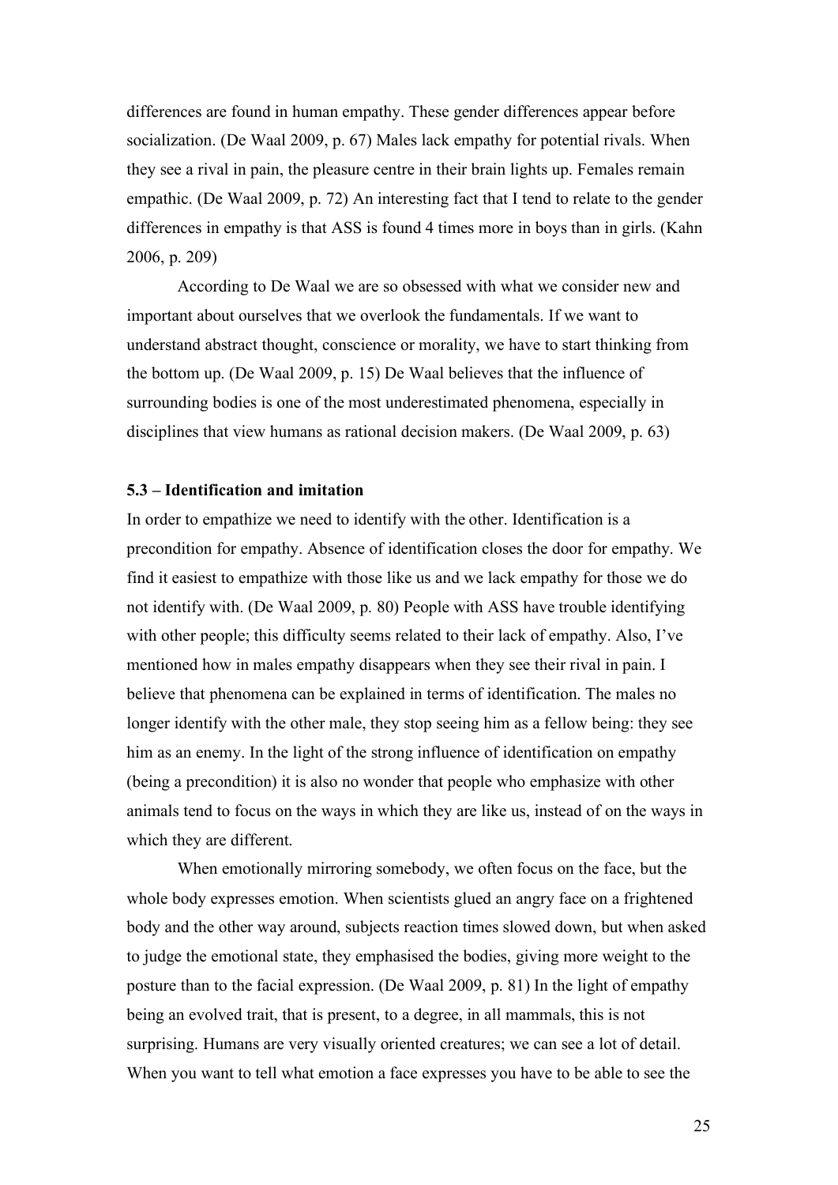differences are found in human empathy. These gender differences appear before socialization. (De Waal 2009, p. 67) Males lack empathy for potential rivals. When they see a rival in pain, the pleasure centre in their brain lights up. Females remain empathic. (De Waal 2009, p. 72) An interesting fact that I tend to relate to the gender differences in empathy is that ASS is found 4 times more in boys than in girls. (Kahn 2006, p. 209)

According to De Waal we are so obsessed with what we consider new and important about ourselves that we overlook the fundamentals. If we want to understand abstract thought, conscience or morality, we have to start thinking from the bottom up. (De Waal 2009, p. 15) De Waal believes that the influence of surrounding bodies is one of the most underestimated phenomena, especially in disciplines that view humans as rational decision makers. (De Waal 2009, p. 63)

### 5.3 – Identification and imitation

In order to empathize we need to identify with the other. Identification is a precondition for empathy. Absence of identification closes the door for empathy. We find it easiest to empathize with those like us and we lack empathy for those we do not identify with. (De Waal 2009, p. 80) People with ASS have trouble identifying with other people; this difficulty seems related to their lack of empathy. Also, I've mentioned how in males empathy disappears when they see their rival in pain. I believe that phenomena can be explained in terms of identification. The males no longer identify with the other male, they stop seeing him as a fellow being: they see him as an enemy. In the light of the strong influence of identification on empathy (being a precondition) it is also no wonder that people who emphasize with other animals tend to focus on the ways in which they are like us, instead of on the ways in which they are different.

When emotionally mirroring somebody, we often focus on the face, but the whole body expresses emotion. When scientists glued an angry face on a frightened body and the other way around, subjects reaction times slowed down, but when asked to judge the emotional state, they emphasised the bodies, giving more weight to the posture than to the facial expression. (De Waal 2009, p. 81) In the light of empathy being an evolved trait, that is present, to a degree, in all mammals, this is not surprising. Humans are very visually oriented creatures; we can see a lot of detail. When you want to tell what emotion a face expresses you have to be able to see the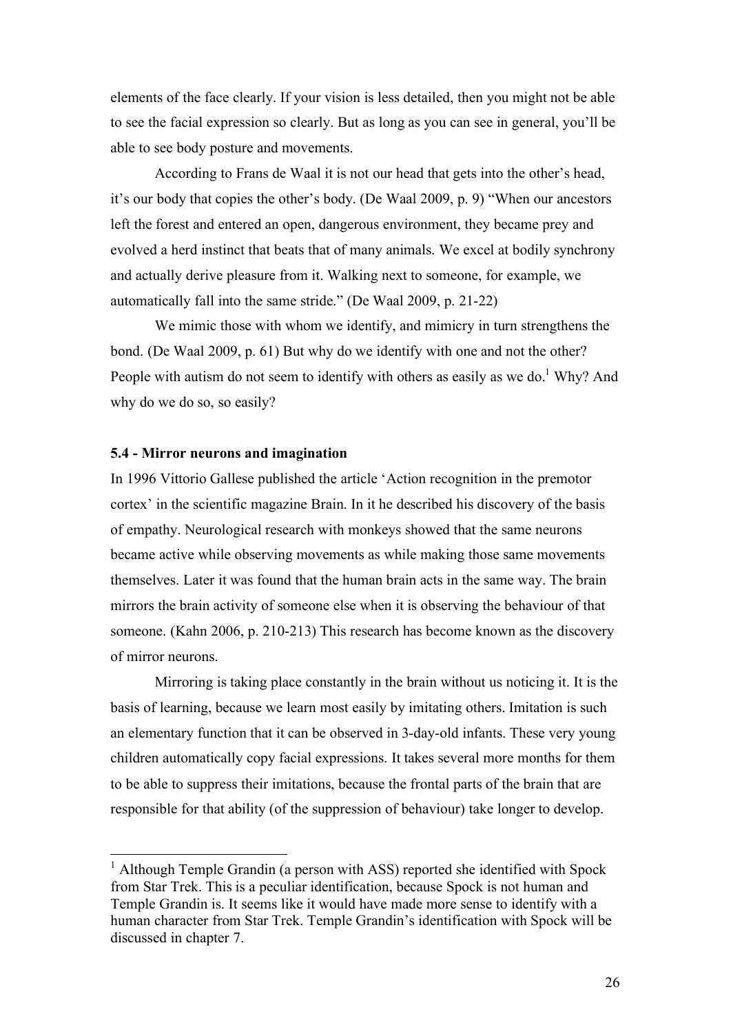elements of the face clearly. If your vision is less detailed, then you might not be able to see the facial expression so clearly. But as long as you can see in general, you'll be able to see body posture and movements.

According to Frans de Waal it is not our head that gets into the other's head, it's our body that copies the other's body. (De Waal 2009, p. 9) "When our ancestors left the forest and entered an open, dangerous environment, they became prey and evolved a herd instinct that beats that of many animals. We excel at bodily synchrony and actually derive pleasure from it. Walking next to someone, for example, we automatically fall into the same stride." (De Waal 2009, p. 21-22)

We mimic those with whom we identify, and mimicry in turn strengthens the bond. (De Waal 2009, p. 61) But why do we identify with one and not the other? People with autism do not seem to identify with others as easily as we do.[1] Why? And why do we do so, so easily?

### 5.4 - Mirror neurons and imagination

In 1996 Vittorio Gallese published the article 'Action recognition in the premotor cortex' in the scientific magazine Brain. In it he described his discovery of the basis of empathy. Neurological research with monkeys showed that the same neurons became active while observing movements as while making those same movements themselves. Later it was found that the human brain acts in the same way. The brain mirrors the brain activity of someone else when it is observing the behaviour of that someone. (Kahn 2006, p. 210-213) This research has become known as the discovery of mirror neurons.

Mirroring is taking place constantly in the brain without us noticing it. It is the basis of learning, because we learn most easily by imitating others. Imitation is such an elementary function that it can be observed in 3-day-old infants. These very young children automatically copy facial expressions. It takes several more months for them to be able to suppress their imitations, because the frontal parts of the brain that are responsible for that ability (of the suppression of behaviour) take longer to develop.

---

[1] Although Temple Grandin (a person with ASS) reported she identified with Spock from Star Trek. This is a peculiar identification, because Spock is not human and Temple Grandin is. It seems like it would have made more sense to identify with a human character from Star Trek. Temple Grandin's identification with Spock will be discussed in chapter 7.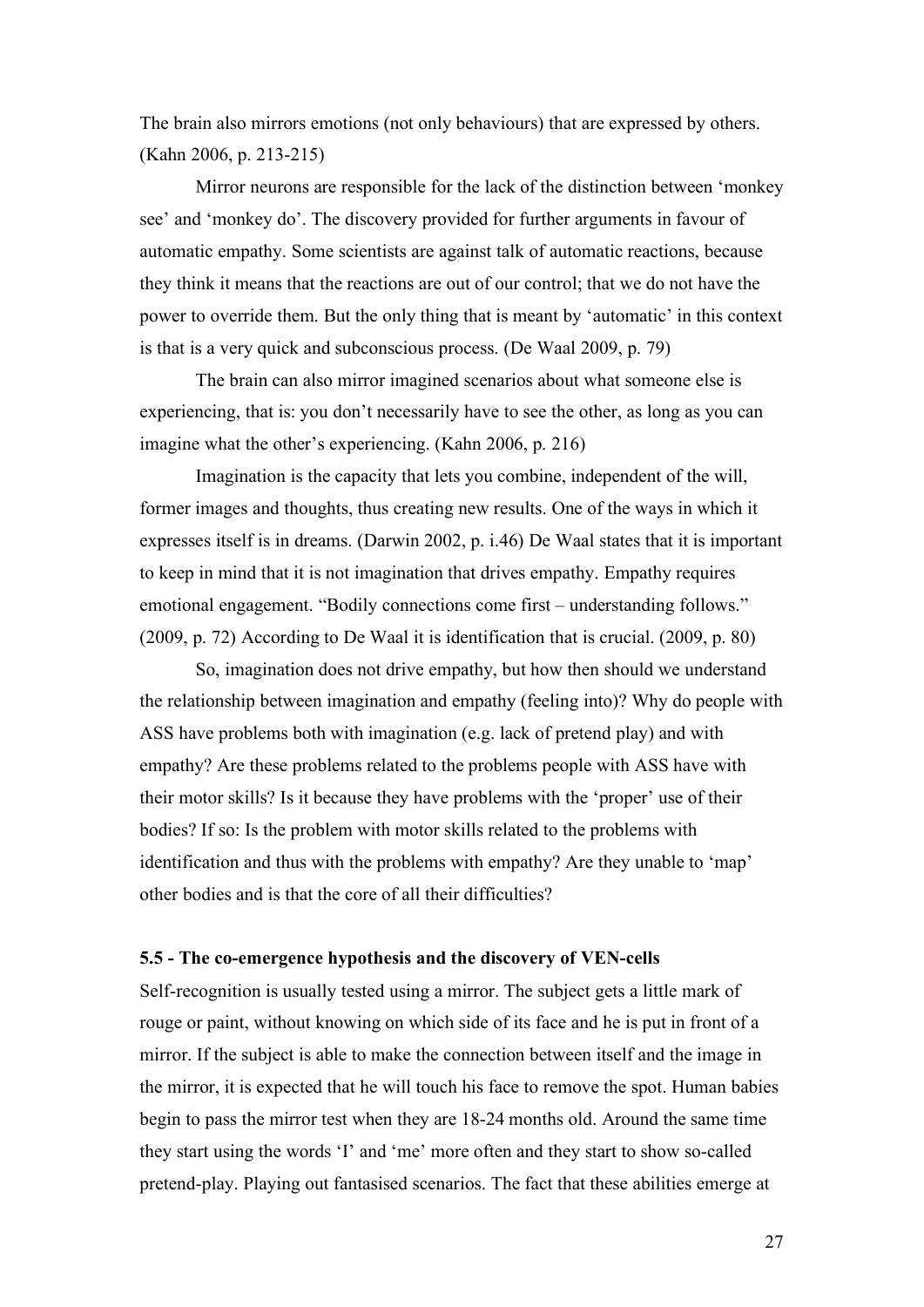The brain also mirrors emotions (not only behaviours) that are expressed by others. (Kahn 2006, p. 213-215)

Mirror neurons are responsible for the lack of the distinction between 'monkey see' and 'monkey do'. The discovery provided for further arguments in favour of automatic empathy. Some scientists are against talk of automatic reactions, because they think it means that the reactions are out of our control; that we do not have the power to override them. But the only thing that is meant by 'automatic' in this context is that is a very quick and subconscious process. (De Waal 2009, p. 79)

The brain can also mirror imagined scenarios about what someone else is experiencing, that is: you don't necessarily have to see the other, as long as you can imagine what the other's experiencing. (Kahn 2006, p. 216)

Imagination is the capacity that lets you combine, independent of the will, former images and thoughts, thus creating new results. One of the ways in which it expresses itself is in dreams. (Darwin 2002, p. i.46) De Waal states that it is important to keep in mind that it is not imagination that drives empathy. Empathy requires emotional engagement. "Bodily connections come first – understanding follows." (2009, p. 72) According to De Waal it is identification that is crucial. (2009, p. 80)

So, imagination does not drive empathy, but how then should we understand the relationship between imagination and empathy (feeling into)? Why do people with ASS have problems both with imagination (e.g. lack of pretend play) and with empathy? Are these problems related to the problems people with ASS have with their motor skills? Is it because they have problems with the 'proper' use of their bodies? If so: Is the problem with motor skills related to the problems with identification and thus with the problems with empathy? Are they unable to 'map' other bodies and is that the core of all their difficulties?

### 5.5 - The co-emergence hypothesis and the discovery of VEN-cells

Self-recognition is usually tested using a mirror. The subject gets a little mark of rouge or paint, without knowing on which side of its face and he is put in front of a mirror. If the subject is able to make the connection between itself and the image in the mirror, it is expected that he will touch his face to remove the spot. Human babies begin to pass the mirror test when they are 18-24 months old. Around the same time they start using the words 'I' and 'me' more often and they start to show so-called pretend-play. Playing out fantasised scenarios. The fact that these abilities emerge at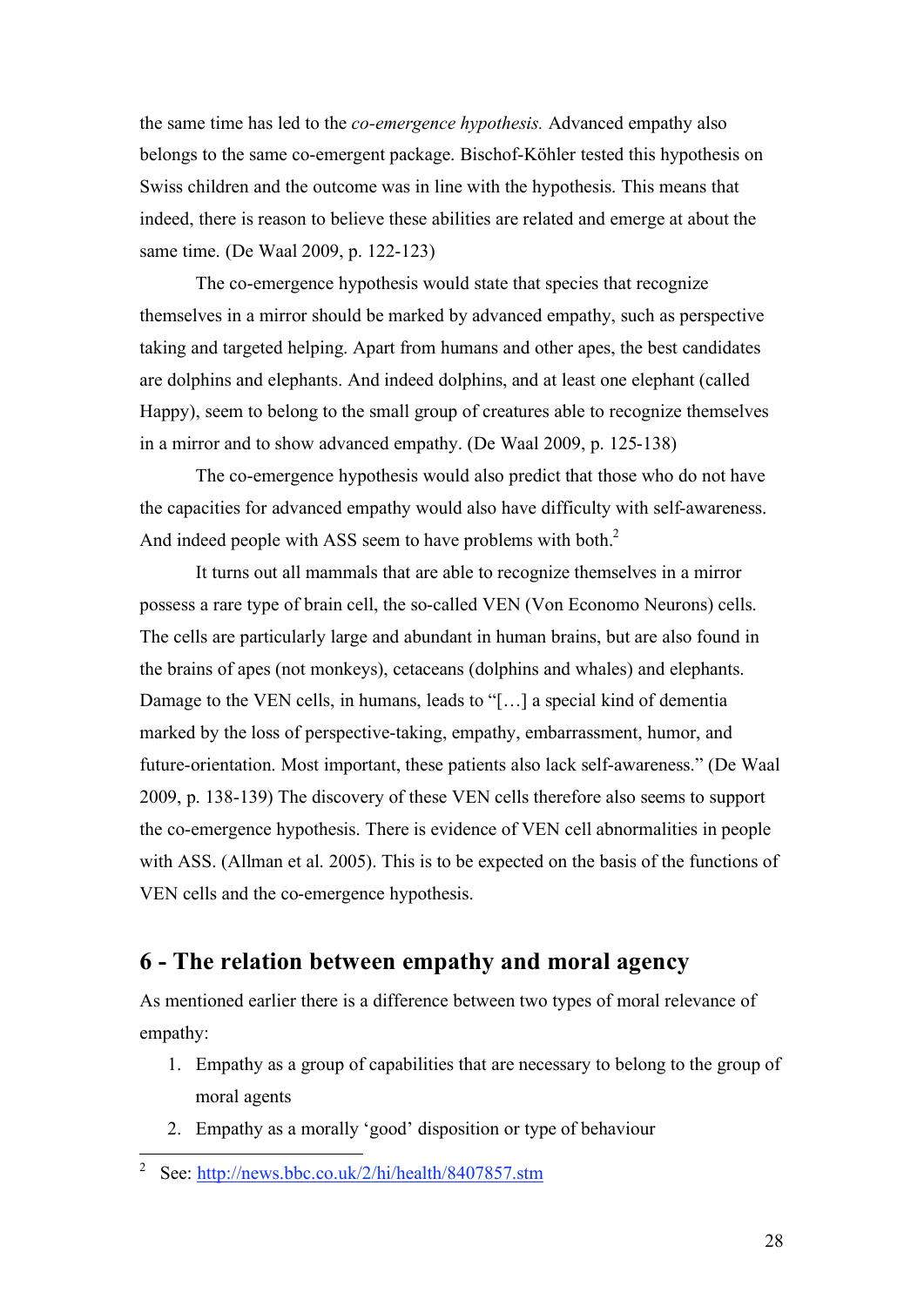the same time has led to the *co-emergence hypothesis.* Advanced empathy also belongs to the same co-emergent package. Bischof-Köhler tested this hypothesis on Swiss children and the outcome was in line with the hypothesis. This means that indeed, there is reason to believe these abilities are related and emerge at about the same time. (De Waal 2009, p. 122-123)

The co-emergence hypothesis would state that species that recognize themselves in a mirror should be marked by advanced empathy, such as perspective taking and targeted helping. Apart from humans and other apes, the best candidates are dolphins and elephants. And indeed dolphins, and at least one elephant (called Happy), seem to belong to the small group of creatures able to recognize themselves in a mirror and to show advanced empathy. (De Waal 2009, p. 125-138)

The co-emergence hypothesis would also predict that those who do not have the capacities for advanced empathy would also have difficulty with self-awareness. And indeed people with ASS seem to have problems with both.[2]

It turns out all mammals that are able to recognize themselves in a mirror possess a rare type of brain cell, the so-called VEN (Von Economo Neurons) cells. The cells are particularly large and abundant in human brains, but are also found in the brains of apes (not monkeys), cetaceans (dolphins and whales) and elephants. Damage to the VEN cells, in humans, leads to "[…] a special kind of dementia marked by the loss of perspective-taking, empathy, embarrassment, humor, and future-orientation. Most important, these patients also lack self-awareness." (De Waal 2009, p. 138-139) The discovery of these VEN cells therefore also seems to support the co-emergence hypothesis. There is evidence of VEN cell abnormalities in people with ASS. (Allman et al. 2005). This is to be expected on the basis of the functions of VEN cells and the co-emergence hypothesis.

## 6 - The relation between empathy and moral agency

As mentioned earlier there is a difference between two types of moral relevance of empathy:

1. Empathy as a group of capabilities that are necessary to belong to the group of moral agents
2. Empathy as a morally 'good' disposition or type of behaviour

[2] See: http://news.bbc.co.uk/2/hi/health/8407857.stm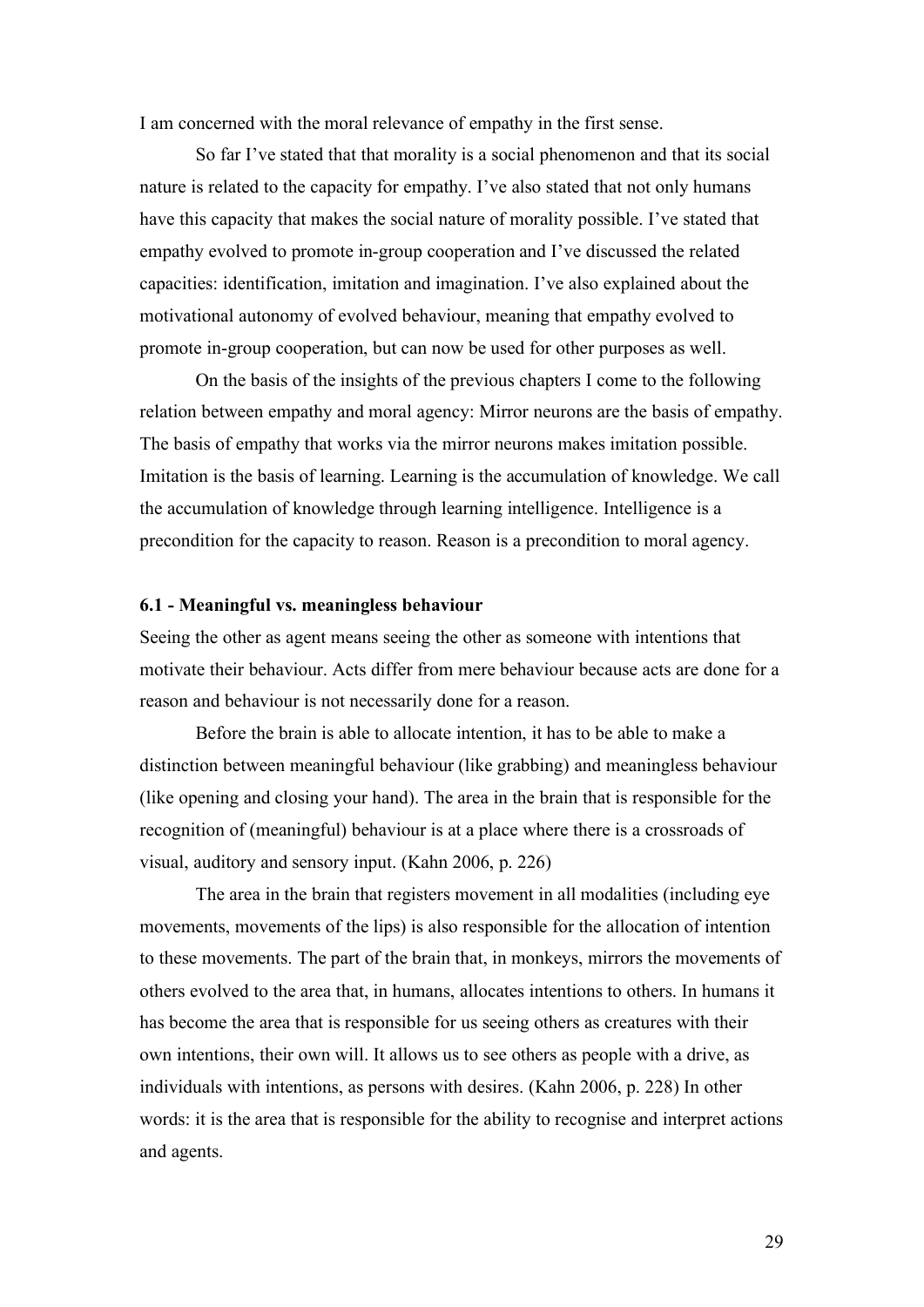I am concerned with the moral relevance of empathy in the first sense.

So far I've stated that that morality is a social phenomenon and that its social nature is related to the capacity for empathy. I've also stated that not only humans have this capacity that makes the social nature of morality possible. I've stated that empathy evolved to promote in-group cooperation and I've discussed the related capacities: identification, imitation and imagination. I've also explained about the motivational autonomy of evolved behaviour, meaning that empathy evolved to promote in-group cooperation, but can now be used for other purposes as well.

On the basis of the insights of the previous chapters I come to the following relation between empathy and moral agency: Mirror neurons are the basis of empathy. The basis of empathy that works via the mirror neurons makes imitation possible. Imitation is the basis of learning. Learning is the accumulation of knowledge. We call the accumulation of knowledge through learning intelligence. Intelligence is a precondition for the capacity to reason. Reason is a precondition to moral agency.

### 6.1 - Meaningful vs. meaningless behaviour

Seeing the other as agent means seeing the other as someone with intentions that motivate their behaviour. Acts differ from mere behaviour because acts are done for a reason and behaviour is not necessarily done for a reason.

Before the brain is able to allocate intention, it has to be able to make a distinction between meaningful behaviour (like grabbing) and meaningless behaviour (like opening and closing your hand). The area in the brain that is responsible for the recognition of (meaningful) behaviour is at a place where there is a crossroads of visual, auditory and sensory input. (Kahn 2006, p. 226)

The area in the brain that registers movement in all modalities (including eye movements, movements of the lips) is also responsible for the allocation of intention to these movements. The part of the brain that, in monkeys, mirrors the movements of others evolved to the area that, in humans, allocates intentions to others. In humans it has become the area that is responsible for us seeing others as creatures with their own intentions, their own will. It allows us to see others as people with a drive, as individuals with intentions, as persons with desires. (Kahn 2006, p. 228) In other words: it is the area that is responsible for the ability to recognise and interpret actions and agents.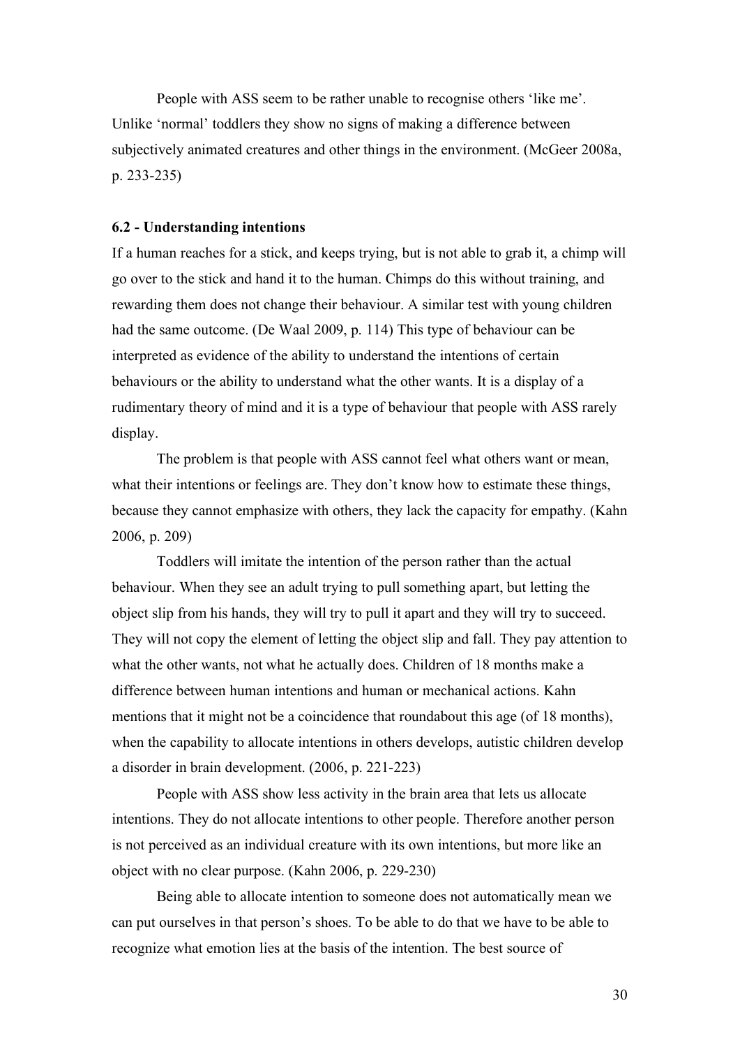People with ASS seem to be rather unable to recognise others 'like me'. Unlike 'normal' toddlers they show no signs of making a difference between subjectively animated creatures and other things in the environment. (McGeer 2008a, p. 233-235)

**6.2 - Understanding intentions**

If a human reaches for a stick, and keeps trying, but is not able to grab it, a chimp will go over to the stick and hand it to the human. Chimps do this without training, and rewarding them does not change their behaviour. A similar test with young children had the same outcome. (De Waal 2009, p. 114) This type of behaviour can be interpreted as evidence of the ability to understand the intentions of certain behaviours or the ability to understand what the other wants. It is a display of a rudimentary theory of mind and it is a type of behaviour that people with ASS rarely display.

The problem is that people with ASS cannot feel what others want or mean, what their intentions or feelings are. They don't know how to estimate these things, because they cannot emphasize with others, they lack the capacity for empathy. (Kahn 2006, p. 209)

Toddlers will imitate the intention of the person rather than the actual behaviour. When they see an adult trying to pull something apart, but letting the object slip from his hands, they will try to pull it apart and they will try to succeed. They will not copy the element of letting the object slip and fall. They pay attention to what the other wants, not what he actually does. Children of 18 months make a difference between human intentions and human or mechanical actions. Kahn mentions that it might not be a coincidence that roundabout this age (of 18 months), when the capability to allocate intentions in others develops, autistic children develop a disorder in brain development. (2006, p. 221-223)

People with ASS show less activity in the brain area that lets us allocate intentions. They do not allocate intentions to other people. Therefore another person is not perceived as an individual creature with its own intentions, but more like an object with no clear purpose. (Kahn 2006, p. 229-230)

Being able to allocate intention to someone does not automatically mean we can put ourselves in that person's shoes. To be able to do that we have to be able to recognize what emotion lies at the basis of the intention. The best source of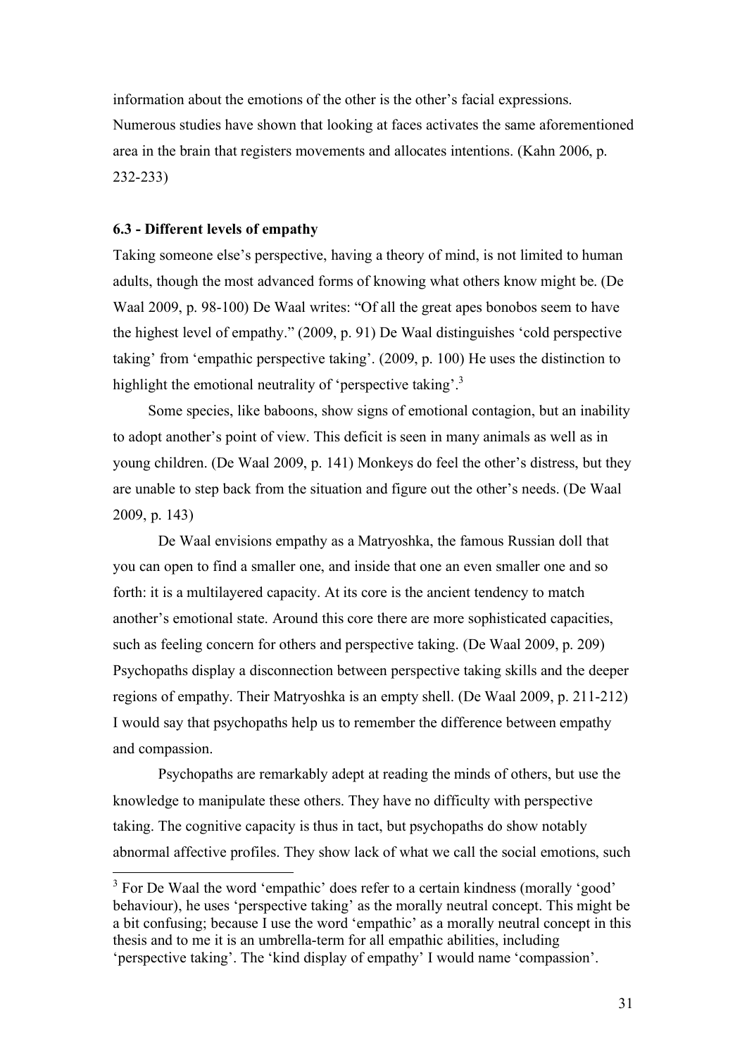information about the emotions of the other is the other's facial expressions. Numerous studies have shown that looking at faces activates the same aforementioned area in the brain that registers movements and allocates intentions. (Kahn 2006, p. 232-233)

### 6.3 - Different levels of empathy

Taking someone else's perspective, having a theory of mind, is not limited to human adults, though the most advanced forms of knowing what others know might be. (De Waal 2009, p. 98-100) De Waal writes: "Of all the great apes bonobos seem to have the highest level of empathy." (2009, p. 91) De Waal distinguishes 'cold perspective taking' from 'empathic perspective taking'. (2009, p. 100) He uses the distinction to highlight the emotional neutrality of 'perspective taking'.[3]

Some species, like baboons, show signs of emotional contagion, but an inability to adopt another's point of view. This deficit is seen in many animals as well as in young children. (De Waal 2009, p. 141) Monkeys do feel the other's distress, but they are unable to step back from the situation and figure out the other's needs. (De Waal 2009, p. 143)

De Waal envisions empathy as a Matryoshka, the famous Russian doll that you can open to find a smaller one, and inside that one an even smaller one and so forth: it is a multilayered capacity. At its core is the ancient tendency to match another's emotional state. Around this core there are more sophisticated capacities, such as feeling concern for others and perspective taking. (De Waal 2009, p. 209) Psychopaths display a disconnection between perspective taking skills and the deeper regions of empathy. Their Matryoshka is an empty shell. (De Waal 2009, p. 211-212) I would say that psychopaths help us to remember the difference between empathy and compassion.

Psychopaths are remarkably adept at reading the minds of others, but use the knowledge to manipulate these others. They have no difficulty with perspective taking. The cognitive capacity is thus in tact, but psychopaths do show notably abnormal affective profiles. They show lack of what we call the social emotions, such

---

[3] For De Waal the word 'empathic' does refer to a certain kindness (morally 'good' behaviour), he uses 'perspective taking' as the morally neutral concept. This might be a bit confusing; because I use the word 'empathic' as a morally neutral concept in this thesis and to me it is an umbrella-term for all empathic abilities, including 'perspective taking'. The 'kind display of empathy' I would name 'compassion'.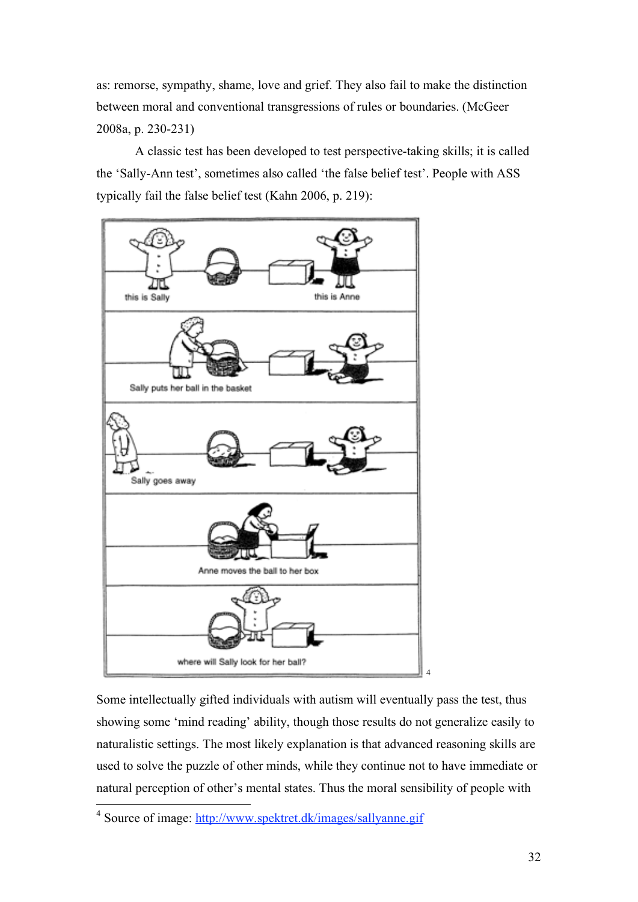as: remorse, sympathy, shame, love and grief. They also fail to make the distinction between moral and conventional transgressions of rules or boundaries. (McGeer 2008a, p. 230-231)

A classic test has been developed to test perspective-taking skills; it is called the 'Sally-Ann test', sometimes also called 'the false belief test'. People with ASS typically fail the false belief test (Kahn 2006, p. 219):

this is Sally

this is Anne

Sally puts her ball in the basket

Sally goes away

Anne moves the ball to her box

where will Sally look for her ball?[4]

Some intellectually gifted individuals with autism will eventually pass the test, thus showing some 'mind reading' ability, though those results do not generalize easily to naturalistic settings. The most likely explanation is that advanced reasoning skills are used to solve the puzzle of other minds, while they continue not to have immediate or natural perception of other's mental states. Thus the moral sensibility of people with

---

[4] Source of image: http://www.spektret.dk/images/sallyanne.gif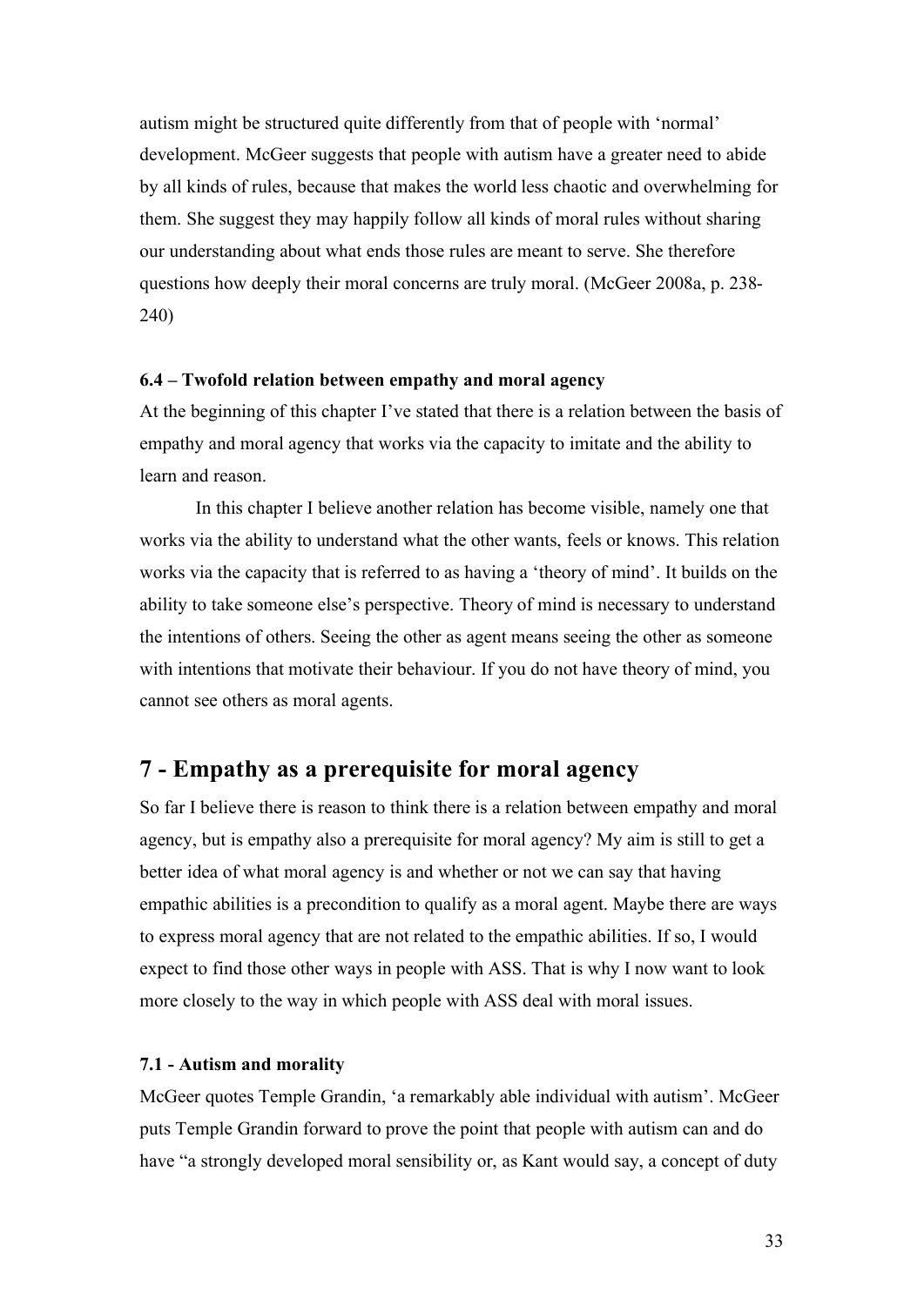autism might be structured quite differently from that of people with 'normal' development. McGeer suggests that people with autism have a greater need to abide by all kinds of rules, because that makes the world less chaotic and overwhelming for them. She suggest they may happily follow all kinds of moral rules without sharing our understanding about what ends those rules are meant to serve. She therefore questions how deeply their moral concerns are truly moral. (McGeer 2008a, p. 238-240)

#### 6.4 – Twofold relation between empathy and moral agency

At the beginning of this chapter I've stated that there is a relation between the basis of empathy and moral agency that works via the capacity to imitate and the ability to learn and reason.

In this chapter I believe another relation has become visible, namely one that works via the ability to understand what the other wants, feels or knows. This relation works via the capacity that is referred to as having a 'theory of mind'. It builds on the ability to take someone else's perspective. Theory of mind is necessary to understand the intentions of others. Seeing the other as agent means seeing the other as someone with intentions that motivate their behaviour. If you do not have theory of mind, you cannot see others as moral agents.

## 7 - Empathy as a prerequisite for moral agency

So far I believe there is reason to think there is a relation between empathy and moral agency, but is empathy also a prerequisite for moral agency? My aim is still to get a better idea of what moral agency is and whether or not we can say that having empathic abilities is a precondition to qualify as a moral agent. Maybe there are ways to express moral agency that are not related to the empathic abilities. If so, I would expect to find those other ways in people with ASS. That is why I now want to look more closely to the way in which people with ASS deal with moral issues.

#### 7.1 - Autism and morality

McGeer quotes Temple Grandin, 'a remarkably able individual with autism'. McGeer puts Temple Grandin forward to prove the point that people with autism can and do have "a strongly developed moral sensibility or, as Kant would say, a concept of duty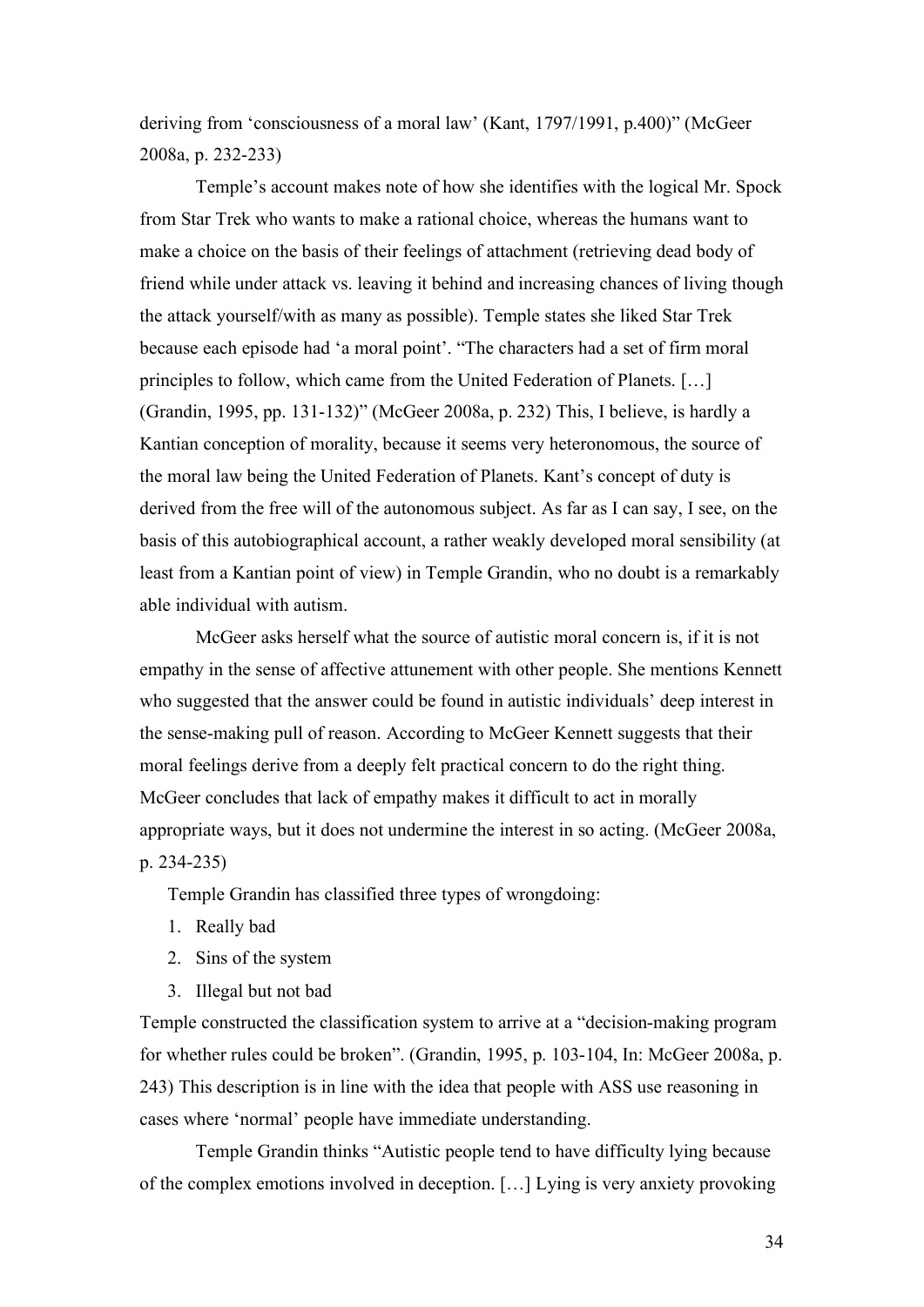deriving from 'consciousness of a moral law' (Kant, 1797/1991, p.400)" (McGeer 2008a, p. 232-233)

Temple's account makes note of how she identifies with the logical Mr. Spock from Star Trek who wants to make a rational choice, whereas the humans want to make a choice on the basis of their feelings of attachment (retrieving dead body of friend while under attack vs. leaving it behind and increasing chances of living though the attack yourself/with as many as possible). Temple states she liked Star Trek because each episode had 'a moral point'. "The characters had a set of firm moral principles to follow, which came from the United Federation of Planets. […] (Grandin, 1995, pp. 131-132)" (McGeer 2008a, p. 232) This, I believe, is hardly a Kantian conception of morality, because it seems very heteronomous, the source of the moral law being the United Federation of Planets. Kant's concept of duty is derived from the free will of the autonomous subject. As far as I can say, I see, on the basis of this autobiographical account, a rather weakly developed moral sensibility (at least from a Kantian point of view) in Temple Grandin, who no doubt is a remarkably able individual with autism.

McGeer asks herself what the source of autistic moral concern is, if it is not empathy in the sense of affective attunement with other people. She mentions Kennett who suggested that the answer could be found in autistic individuals' deep interest in the sense-making pull of reason. According to McGeer Kennett suggests that their moral feelings derive from a deeply felt practical concern to do the right thing. McGeer concludes that lack of empathy makes it difficult to act in morally appropriate ways, but it does not undermine the interest in so acting. (McGeer 2008a, p. 234-235)

Temple Grandin has classified three types of wrongdoing:

1. Really bad
2. Sins of the system
3. Illegal but not bad

Temple constructed the classification system to arrive at a "decision-making program for whether rules could be broken". (Grandin, 1995, p. 103-104, In: McGeer 2008a, p. 243) This description is in line with the idea that people with ASS use reasoning in cases where 'normal' people have immediate understanding.

Temple Grandin thinks "Autistic people tend to have difficulty lying because of the complex emotions involved in deception. […] Lying is very anxiety provoking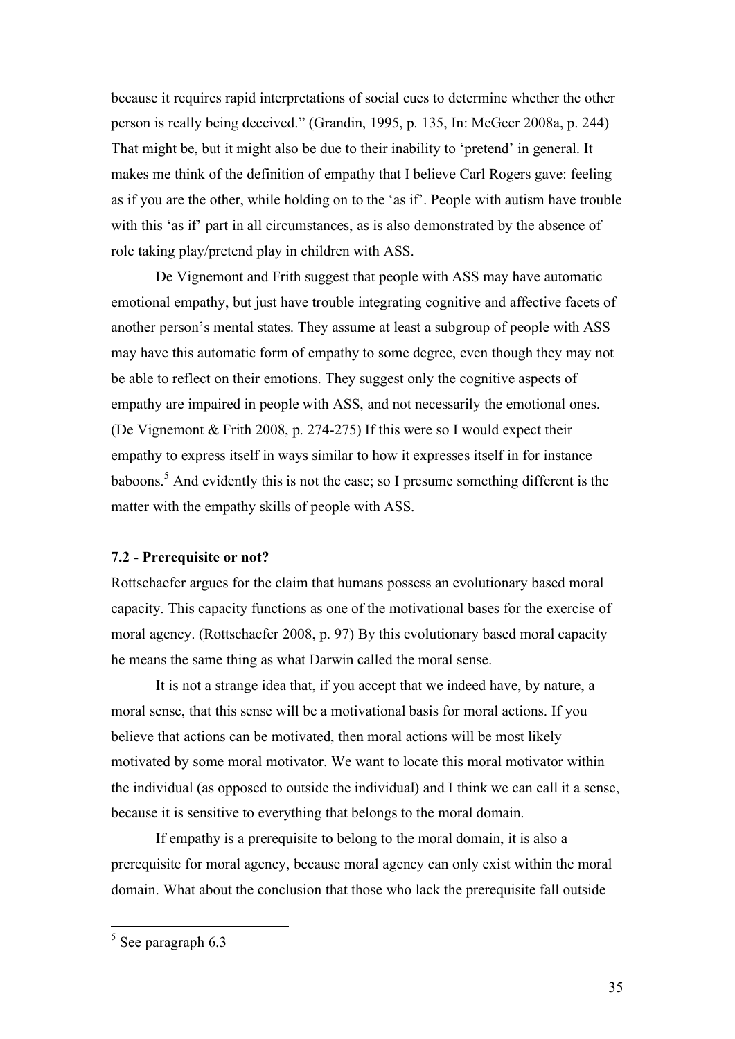because it requires rapid interpretations of social cues to determine whether the other person is really being deceived." (Grandin, 1995, p. 135, In: McGeer 2008a, p. 244) That might be, but it might also be due to their inability to 'pretend' in general. It makes me think of the definition of empathy that I believe Carl Rogers gave: feeling as if you are the other, while holding on to the 'as if'. People with autism have trouble with this 'as if' part in all circumstances, as is also demonstrated by the absence of role taking play/pretend play in children with ASS.

De Vignemont and Frith suggest that people with ASS may have automatic emotional empathy, but just have trouble integrating cognitive and affective facets of another person's mental states. They assume at least a subgroup of people with ASS may have this automatic form of empathy to some degree, even though they may not be able to reflect on their emotions. They suggest only the cognitive aspects of empathy are impaired in people with ASS, and not necessarily the emotional ones. (De Vignemont & Frith 2008, p. 274-275) If this were so I would expect their empathy to express itself in ways similar to how it expresses itself in for instance baboons.[5] And evidently this is not the case; so I presume something different is the matter with the empathy skills of people with ASS.

### 7.2 - Prerequisite or not?

Rottschaefer argues for the claim that humans possess an evolutionary based moral capacity. This capacity functions as one of the motivational bases for the exercise of moral agency. (Rottschaefer 2008, p. 97) By this evolutionary based moral capacity he means the same thing as what Darwin called the moral sense.

It is not a strange idea that, if you accept that we indeed have, by nature, a moral sense, that this sense will be a motivational basis for moral actions. If you believe that actions can be motivated, then moral actions will be most likely motivated by some moral motivator. We want to locate this moral motivator within the individual (as opposed to outside the individual) and I think we can call it a sense, because it is sensitive to everything that belongs to the moral domain.

If empathy is a prerequisite to belong to the moral domain, it is also a prerequisite for moral agency, because moral agency can only exist within the moral domain. What about the conclusion that those who lack the prerequisite fall outside

[5] See paragraph 6.3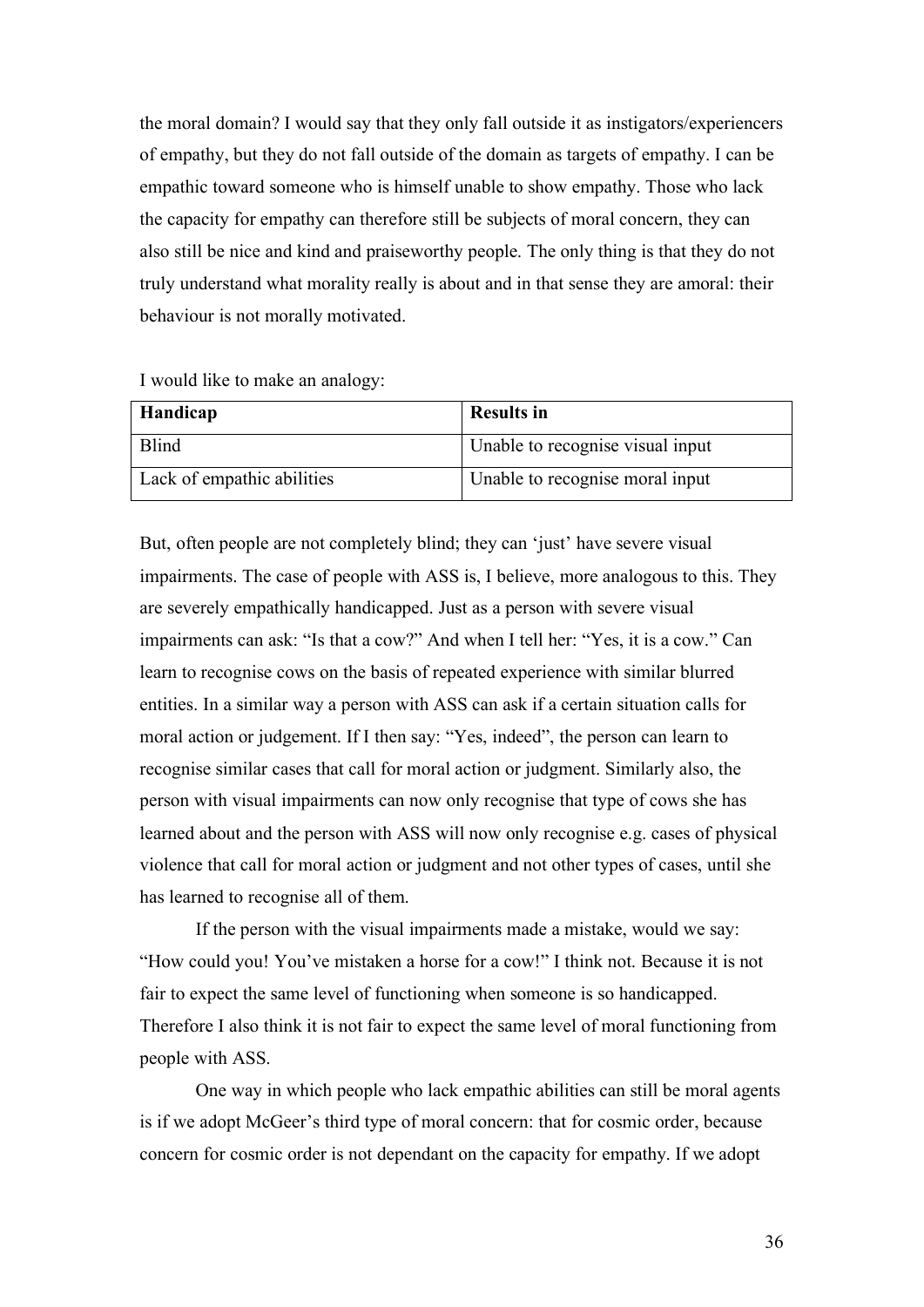the moral domain? I would say that they only fall outside it as instigators/experiencers of empathy, but they do not fall outside of the domain as targets of empathy. I can be empathic toward someone who is himself unable to show empathy. Those who lack the capacity for empathy can therefore still be subjects of moral concern, they can also still be nice and kind and praiseworthy people. The only thing is that they do not truly understand what morality really is about and in that sense they are amoral: their behaviour is not morally motivated.

I would like to make an analogy:

| **Handicap** | **Results in** |
| --- | --- |
| Blind | Unable to recognise visual input |
| Lack of empathic abilities | Unable to recognise moral input |

But, often people are not completely blind; they can 'just' have severe visual impairments. The case of people with ASS is, I believe, more analogous to this. They are severely empathically handicapped. Just as a person with severe visual impairments can ask: "Is that a cow?" And when I tell her: "Yes, it is a cow." Can learn to recognise cows on the basis of repeated experience with similar blurred entities. In a similar way a person with ASS can ask if a certain situation calls for moral action or judgement. If I then say: "Yes, indeed", the person can learn to recognise similar cases that call for moral action or judgment. Similarly also, the person with visual impairments can now only recognise that type of cows she has learned about and the person with ASS will now only recognise e.g. cases of physical violence that call for moral action or judgment and not other types of cases, until she has learned to recognise all of them.

If the person with the visual impairments made a mistake, would we say: "How could you! You've mistaken a horse for a cow!" I think not. Because it is not fair to expect the same level of functioning when someone is so handicapped. Therefore I also think it is not fair to expect the same level of moral functioning from people with ASS.

One way in which people who lack empathic abilities can still be moral agents is if we adopt McGeer's third type of moral concern: that for cosmic order, because concern for cosmic order is not dependant on the capacity for empathy. If we adopt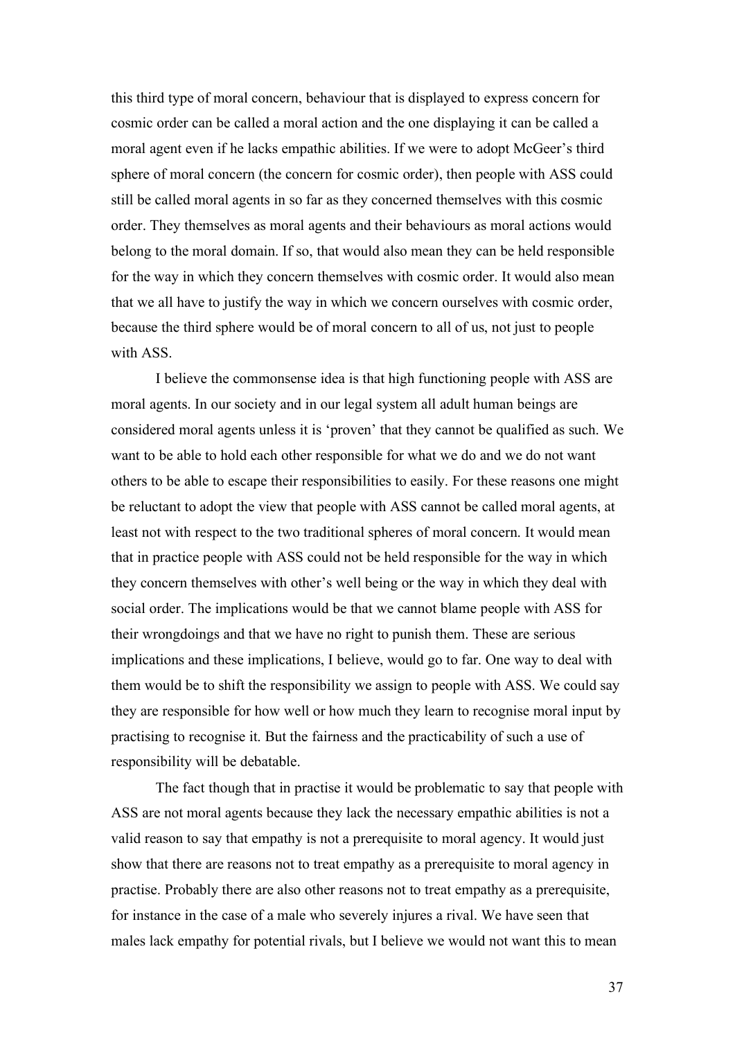this third type of moral concern, behaviour that is displayed to express concern for cosmic order can be called a moral action and the one displaying it can be called a moral agent even if he lacks empathic abilities. If we were to adopt McGeer's third sphere of moral concern (the concern for cosmic order), then people with ASS could still be called moral agents in so far as they concerned themselves with this cosmic order. They themselves as moral agents and their behaviours as moral actions would belong to the moral domain. If so, that would also mean they can be held responsible for the way in which they concern themselves with cosmic order. It would also mean that we all have to justify the way in which we concern ourselves with cosmic order, because the third sphere would be of moral concern to all of us, not just to people with ASS.

I believe the commonsense idea is that high functioning people with ASS are moral agents. In our society and in our legal system all adult human beings are considered moral agents unless it is 'proven' that they cannot be qualified as such. We want to be able to hold each other responsible for what we do and we do not want others to be able to escape their responsibilities to easily. For these reasons one might be reluctant to adopt the view that people with ASS cannot be called moral agents, at least not with respect to the two traditional spheres of moral concern. It would mean that in practice people with ASS could not be held responsible for the way in which they concern themselves with other's well being or the way in which they deal with social order. The implications would be that we cannot blame people with ASS for their wrongdoings and that we have no right to punish them. These are serious implications and these implications, I believe, would go to far. One way to deal with them would be to shift the responsibility we assign to people with ASS. We could say they are responsible for how well or how much they learn to recognise moral input by practising to recognise it. But the fairness and the practicability of such a use of responsibility will be debatable.

The fact though that in practise it would be problematic to say that people with ASS are not moral agents because they lack the necessary empathic abilities is not a valid reason to say that empathy is not a prerequisite to moral agency. It would just show that there are reasons not to treat empathy as a prerequisite to moral agency in practise. Probably there are also other reasons not to treat empathy as a prerequisite, for instance in the case of a male who severely injures a rival. We have seen that males lack empathy for potential rivals, but I believe we would not want this to mean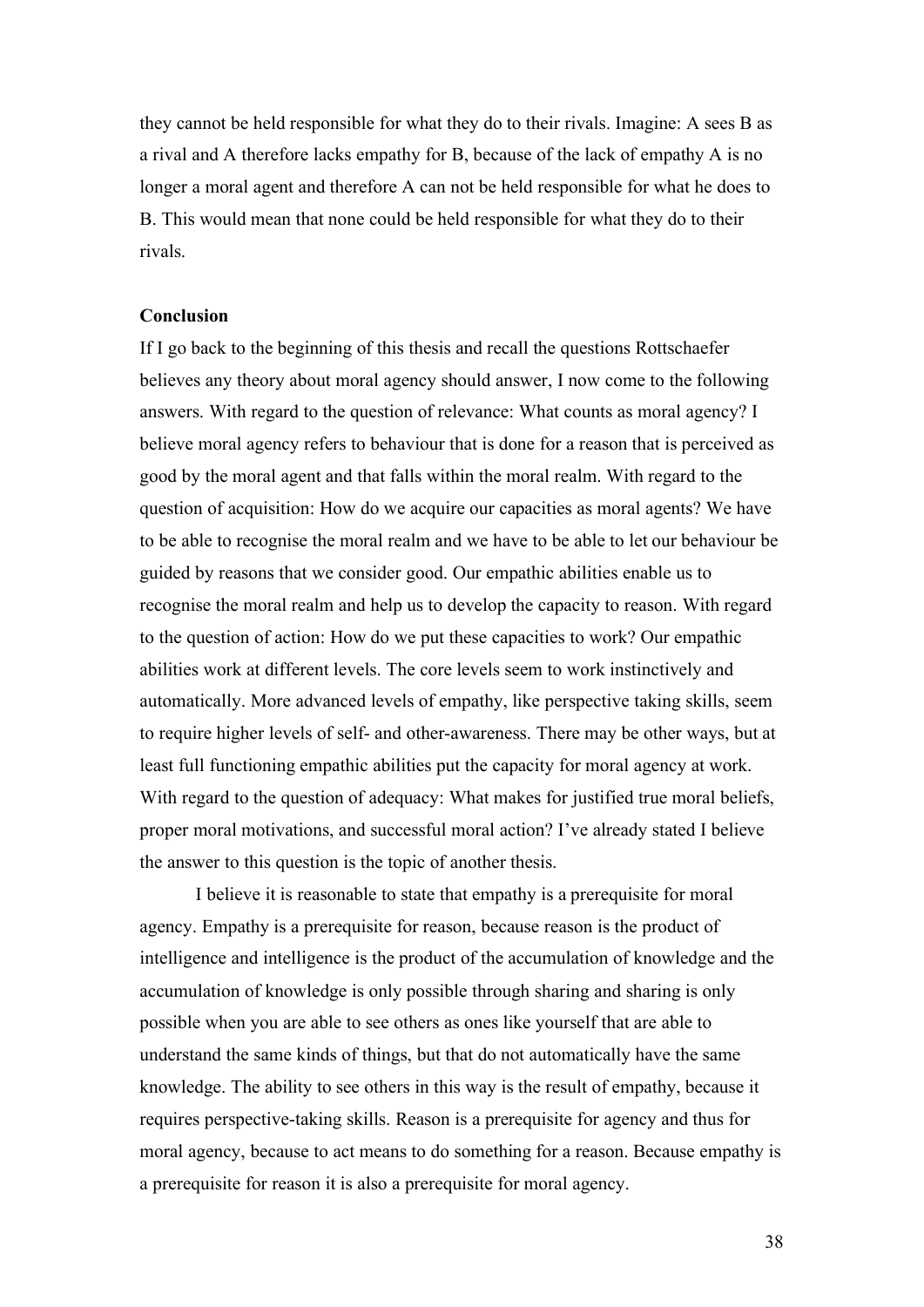they cannot be held responsible for what they do to their rivals. Imagine: A sees B as a rival and A therefore lacks empathy for B, because of the lack of empathy A is no longer a moral agent and therefore A can not be held responsible for what he does to B. This would mean that none could be held responsible for what they do to their rivals.

**Conclusion**

If I go back to the beginning of this thesis and recall the questions Rottschaefer believes any theory about moral agency should answer, I now come to the following answers. With regard to the question of relevance: What counts as moral agency? I believe moral agency refers to behaviour that is done for a reason that is perceived as good by the moral agent and that falls within the moral realm. With regard to the question of acquisition: How do we acquire our capacities as moral agents? We have to be able to recognise the moral realm and we have to be able to let our behaviour be guided by reasons that we consider good. Our empathic abilities enable us to recognise the moral realm and help us to develop the capacity to reason. With regard to the question of action: How do we put these capacities to work? Our empathic abilities work at different levels. The core levels seem to work instinctively and automatically. More advanced levels of empathy, like perspective taking skills, seem to require higher levels of self- and other-awareness. There may be other ways, but at least full functioning empathic abilities put the capacity for moral agency at work. With regard to the question of adequacy: What makes for justified true moral beliefs, proper moral motivations, and successful moral action? I've already stated I believe the answer to this question is the topic of another thesis.

I believe it is reasonable to state that empathy is a prerequisite for moral agency. Empathy is a prerequisite for reason, because reason is the product of intelligence and intelligence is the product of the accumulation of knowledge and the accumulation of knowledge is only possible through sharing and sharing is only possible when you are able to see others as ones like yourself that are able to understand the same kinds of things, but that do not automatically have the same knowledge. The ability to see others in this way is the result of empathy, because it requires perspective-taking skills. Reason is a prerequisite for agency and thus for moral agency, because to act means to do something for a reason. Because empathy is a prerequisite for reason it is also a prerequisite for moral agency.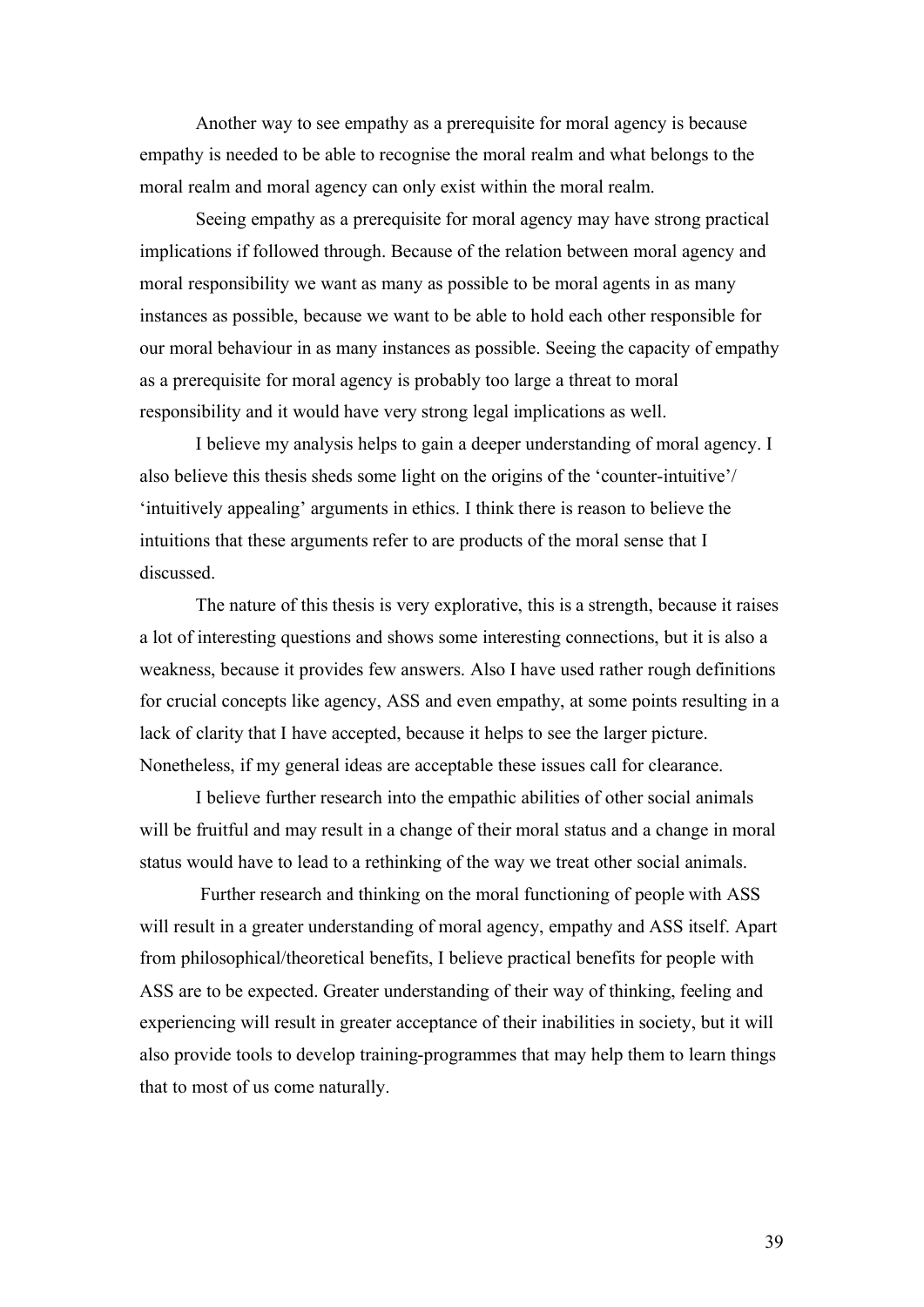Another way to see empathy as a prerequisite for moral agency is because empathy is needed to be able to recognise the moral realm and what belongs to the moral realm and moral agency can only exist within the moral realm.

Seeing empathy as a prerequisite for moral agency may have strong practical implications if followed through. Because of the relation between moral agency and moral responsibility we want as many as possible to be moral agents in as many instances as possible, because we want to be able to hold each other responsible for our moral behaviour in as many instances as possible. Seeing the capacity of empathy as a prerequisite for moral agency is probably too large a threat to moral responsibility and it would have very strong legal implications as well.

I believe my analysis helps to gain a deeper understanding of moral agency. I also believe this thesis sheds some light on the origins of the 'counter-intuitive'/ 'intuitively appealing' arguments in ethics. I think there is reason to believe the intuitions that these arguments refer to are products of the moral sense that I discussed.

The nature of this thesis is very explorative, this is a strength, because it raises a lot of interesting questions and shows some interesting connections, but it is also a weakness, because it provides few answers. Also I have used rather rough definitions for crucial concepts like agency, ASS and even empathy, at some points resulting in a lack of clarity that I have accepted, because it helps to see the larger picture. Nonetheless, if my general ideas are acceptable these issues call for clearance.

I believe further research into the empathic abilities of other social animals will be fruitful and may result in a change of their moral status and a change in moral status would have to lead to a rethinking of the way we treat other social animals.

Further research and thinking on the moral functioning of people with ASS will result in a greater understanding of moral agency, empathy and ASS itself. Apart from philosophical/theoretical benefits, I believe practical benefits for people with ASS are to be expected. Greater understanding of their way of thinking, feeling and experiencing will result in greater acceptance of their inabilities in society, but it will also provide tools to develop training-programmes that may help them to learn things that to most of us come naturally.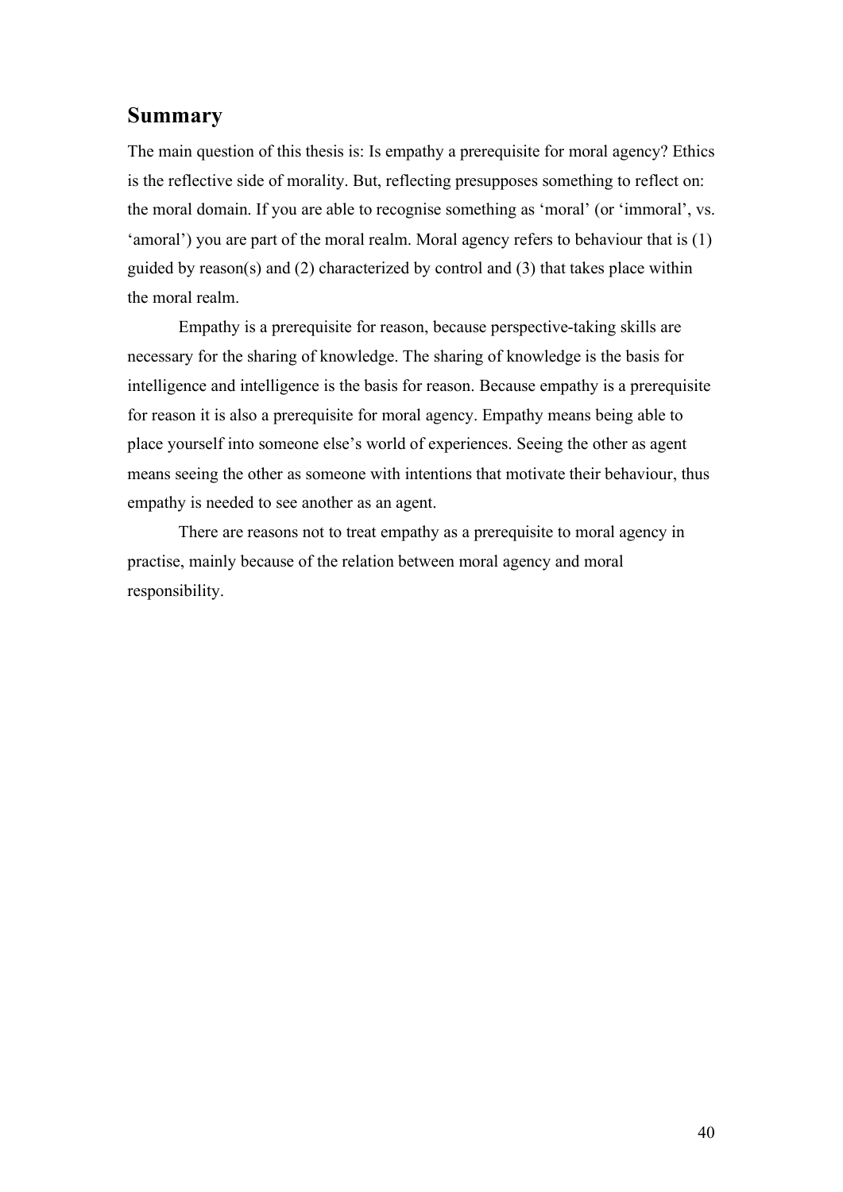## Summary

The main question of this thesis is: Is empathy a prerequisite for moral agency? Ethics is the reflective side of morality. But, reflecting presupposes something to reflect on: the moral domain. If you are able to recognise something as 'moral' (or 'immoral', vs. 'amoral') you are part of the moral realm. Moral agency refers to behaviour that is (1) guided by reason(s) and (2) characterized by control and (3) that takes place within the moral realm.

Empathy is a prerequisite for reason, because perspective-taking skills are necessary for the sharing of knowledge. The sharing of knowledge is the basis for intelligence and intelligence is the basis for reason. Because empathy is a prerequisite for reason it is also a prerequisite for moral agency. Empathy means being able to place yourself into someone else's world of experiences. Seeing the other as agent means seeing the other as someone with intentions that motivate their behaviour, thus empathy is needed to see another as an agent.

There are reasons not to treat empathy as a prerequisite to moral agency in practise, mainly because of the relation between moral agency and moral responsibility.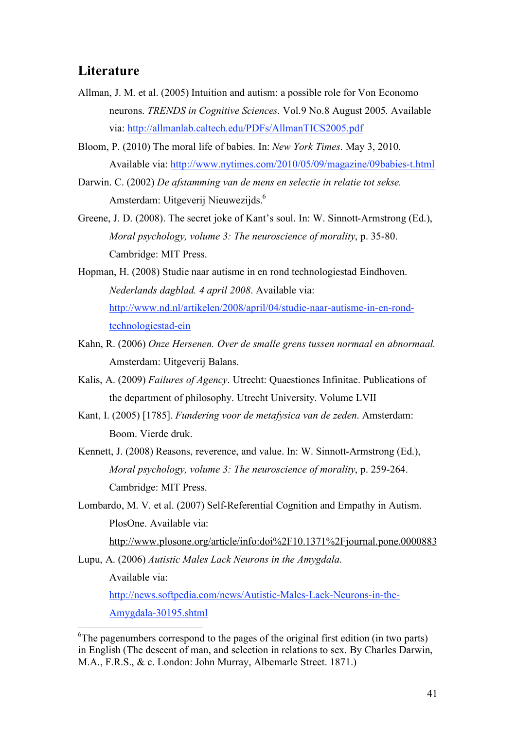## Literature

Allman, J. M. et al. (2005) Intuition and autism: a possible role for Von Economo neurons. *TRENDS in Cognitive Sciences.* Vol.9 No.8 August 2005. Available via: http://allmanlab.caltech.edu/PDFs/AllmanTICS2005.pdf

Bloom, P. (2010) The moral life of babies. In: *New York Times*. May 3, 2010. Available via: http://www.nytimes.com/2010/05/09/magazine/09babies-t.html

Darwin. C. (2002) *De afstamming van de mens en selectie in relatie tot sekse.* Amsterdam: Uitgeverij Nieuwezijds.[6]

Greene, J. D. (2008). The secret joke of Kant's soul. In: W. Sinnott-Armstrong (Ed.), *Moral psychology, volume 3: The neuroscience of morality*, p. 35-80. Cambridge: MIT Press.

Hopman, H. (2008) Studie naar autisme in en rond technologiestad Eindhoven. *Nederlands dagblad. 4 april 2008*. Available via: http://www.nd.nl/artikelen/2008/april/04/studie-naar-autisme-in-en-rond-technologiestad-ein

Kahn, R. (2006) *Onze Hersenen. Over de smalle grens tussen normaal en abnormaal.* Amsterdam: Uitgeverij Balans.

Kalis, A. (2009) *Failures of Agency*. Utrecht: Quaestiones Infinitae. Publications of the department of philosophy. Utrecht University. Volume LVII

Kant, I. (2005) [1785]. *Fundering voor de metafysica van de zeden*. Amsterdam: Boom. Vierde druk.

Kennett, J. (2008) Reasons, reverence, and value. In: W. Sinnott-Armstrong (Ed.), *Moral psychology, volume 3: The neuroscience of morality*, p. 259-264. Cambridge: MIT Press.

Lombardo, M. V. et al. (2007) Self-Referential Cognition and Empathy in Autism. PlosOne. Available via: http://www.plosone.org/article/info:doi%2F10.1371%2Fjournal.pone.0000883

Lupu, A. (2006) *Autistic Males Lack Neurons in the Amygdala*. Available via: http://news.softpedia.com/news/Autistic-Males-Lack-Neurons-in-the-Amygdala-30195.shtml

---

[6]The pagenumbers correspond to the pages of the original first edition (in two parts) in English (The descent of man, and selection in relations to sex. By Charles Darwin, M.A., F.R.S., & c. London: John Murray, Albemarle Street. 1871.)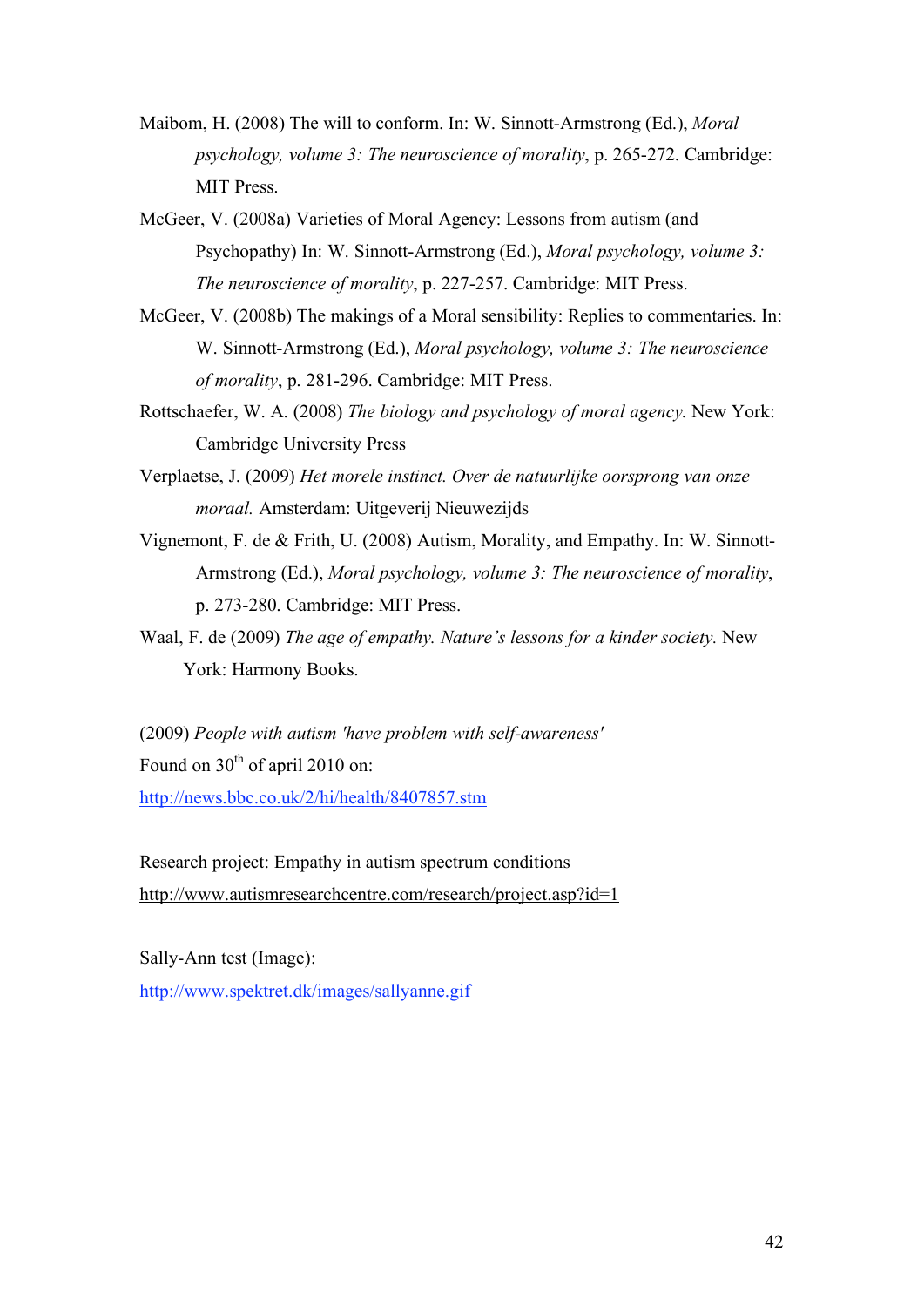Maibom, H. (2008) The will to conform. In: W. Sinnott-Armstrong (Ed.), *Moral psychology, volume 3: The neuroscience of morality*, p. 265-272. Cambridge: MIT Press.

McGeer, V. (2008a) Varieties of Moral Agency: Lessons from autism (and Psychopathy) In: W. Sinnott-Armstrong (Ed.), *Moral psychology, volume 3: The neuroscience of morality*, p. 227-257. Cambridge: MIT Press.

McGeer, V. (2008b) The makings of a Moral sensibility: Replies to commentaries. In: W. Sinnott-Armstrong (Ed.), *Moral psychology, volume 3: The neuroscience of morality*, p. 281-296. Cambridge: MIT Press.

Rottschaefer, W. A. (2008) *The biology and psychology of moral agency.* New York: Cambridge University Press

Verplaetse, J. (2009) *Het morele instinct. Over de natuurlijke oorsprong van onze moraal.* Amsterdam: Uitgeverij Nieuwezijds

Vignemont, F. de & Frith, U. (2008) Autism, Morality, and Empathy. In: W. Sinnott-Armstrong (Ed.), *Moral psychology, volume 3: The neuroscience of morality*, p. 273-280. Cambridge: MIT Press.

Waal, F. de (2009) *The age of empathy. Nature's lessons for a kinder society.* New York: Harmony Books.

(2009) *People with autism 'have problem with self-awareness'*
Found on 30th of april 2010 on:
http://news.bbc.co.uk/2/hi/health/8407857.stm

Research project: Empathy in autism spectrum conditions
http://www.autismresearchcentre.com/research/project.asp?id=1

Sally-Ann test (Image):
http://www.spektret.dk/images/sallyanne.gif